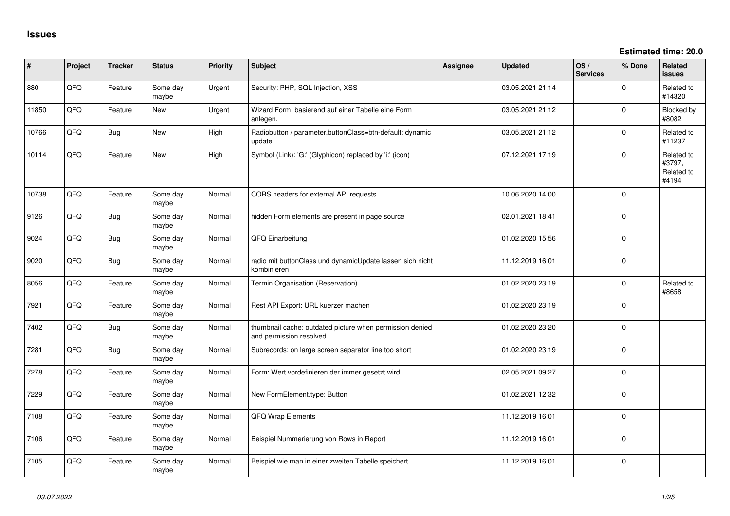## Issues

**Estimated time: 20.0**

| # | Project | Tracker | Status | Priority | Subject | Assignee | Updated | OS / Services | % Done | Related issues |
|---|---|---|---|---|---|---|---|---|---|---|
| 880 | QFQ | Feature | Some day maybe | Urgent | Security: PHP, SQL Injection, XSS | | 03.05.2021 21:14 | | 0 | Related to #14320 |
| 11850 | QFQ | Feature | New | Urgent | Wizard Form: basierend auf einer Tabelle eine Form anlegen. | | 03.05.2021 21:12 | | 0 | Blocked by #8082 |
| 10766 | QFQ | Bug | New | High | Radiobutton / parameter.buttonClass=btn-default: dynamic update | | 03.05.2021 21:12 | | 0 | Related to #11237 |
| 10114 | QFQ | Feature | New | High | Symbol (Link): 'G:' (Glyphicon) replaced by 'i:' (icon) | | 07.12.2021 17:19 | | 0 | Related to #3797, Related to #4194 |
| 10738 | QFQ | Feature | Some day maybe | Normal | CORS headers for external API requests | | 10.06.2020 14:00 | | 0 | |
| 9126 | QFQ | Bug | Some day maybe | Normal | hidden Form elements are present in page source | | 02.01.2021 18:41 | | 0 | |
| 9024 | QFQ | Bug | Some day maybe | Normal | QFQ Einarbeitung | | 01.02.2020 15:56 | | 0 | |
| 9020 | QFQ | Bug | Some day maybe | Normal | radio mit buttonClass und dynamicUpdate lassen sich nicht kombinieren | | 11.12.2019 16:01 | | 0 | |
| 8056 | QFQ | Feature | Some day maybe | Normal | Termin Organisation (Reservation) | | 01.02.2020 23:19 | | 0 | Related to #8658 |
| 7921 | QFQ | Feature | Some day maybe | Normal | Rest API Export: URL kuerzer machen | | 01.02.2020 23:19 | | 0 | |
| 7402 | QFQ | Bug | Some day maybe | Normal | thumbnail cache: outdated picture when permission denied and permission resolved. | | 01.02.2020 23:20 | | 0 | |
| 7281 | QFQ | Bug | Some day maybe | Normal | Subrecords: on large screen separator line too short | | 01.02.2020 23:19 | | 0 | |
| 7278 | QFQ | Feature | Some day maybe | Normal | Form: Wert vordefinieren der immer gesetzt wird | | 02.05.2021 09:27 | | 0 | |
| 7229 | QFQ | Feature | Some day maybe | Normal | New FormElement.type: Button | | 01.02.2021 12:32 | | 0 | |
| 7108 | QFQ | Feature | Some day maybe | Normal | QFQ Wrap Elements | | 11.12.2019 16:01 | | 0 | |
| 7106 | QFQ | Feature | Some day maybe | Normal | Beispiel Nummerierung von Rows in Report | | 11.12.2019 16:01 | | 0 | |
| 7105 | QFQ | Feature | Some day maybe | Normal | Beispiel wie man in einer zweiten Tabelle speichert. | | 11.12.2019 16:01 | | 0 | |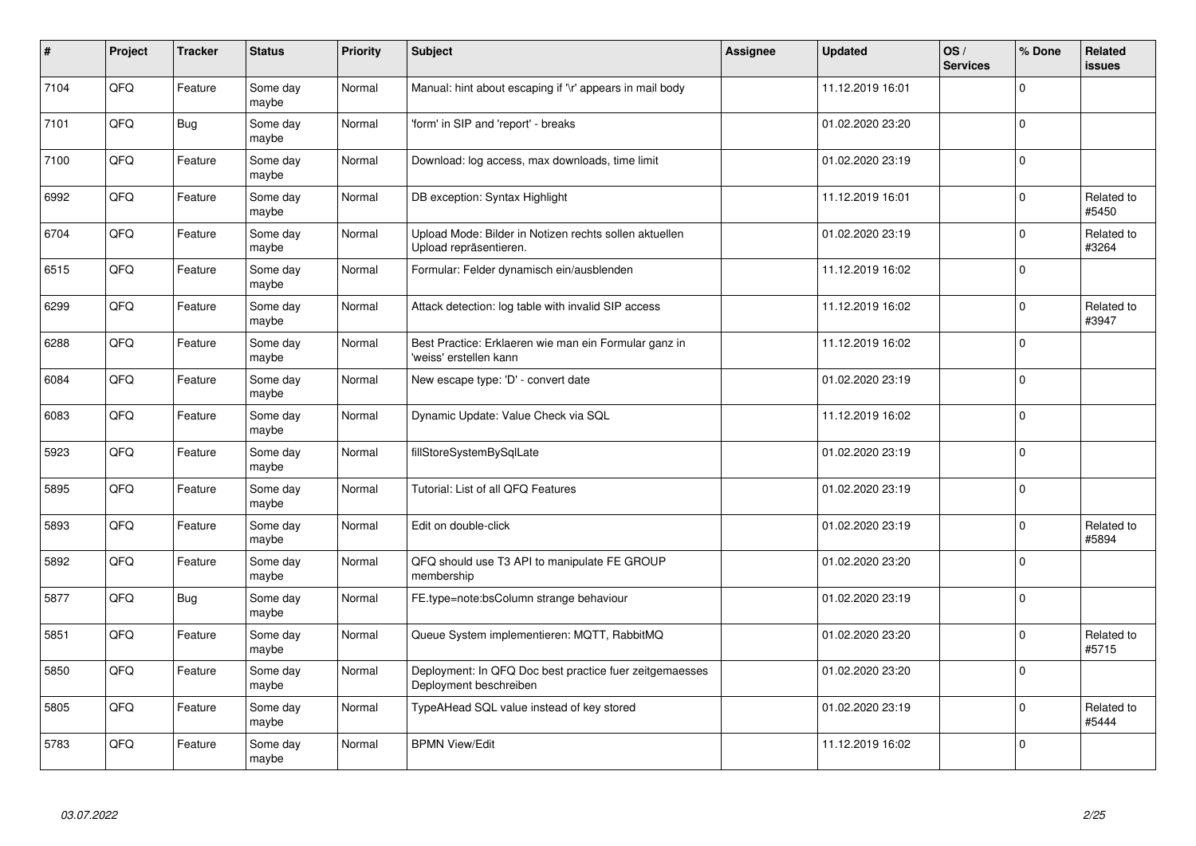| # | Project | Tracker | Status | Priority | Subject | Assignee | Updated | OS / Services | % Done | Related issues |
|---|---|---|---|---|---|---|---|---|---|---|
| 7104 | QFQ | Feature | Some day maybe | Normal | Manual: hint about escaping if '\r' appears in mail body | | 11.12.2019 16:01 | | 0 | |
| 7101 | QFQ | Bug | Some day maybe | Normal | 'form' in SIP and 'report' - breaks | | 01.02.2020 23:20 | | 0 | |
| 7100 | QFQ | Feature | Some day maybe | Normal | Download: log access, max downloads, time limit | | 01.02.2020 23:19 | | 0 | |
| 6992 | QFQ | Feature | Some day maybe | Normal | DB exception: Syntax Highlight | | 11.12.2019 16:01 | | 0 | Related to #5450 |
| 6704 | QFQ | Feature | Some day maybe | Normal | Upload Mode: Bilder in Notizen rechts sollen aktuellen Upload repräsentieren. | | 01.02.2020 23:19 | | 0 | Related to #3264 |
| 6515 | QFQ | Feature | Some day maybe | Normal | Formular: Felder dynamisch ein/ausblenden | | 11.12.2019 16:02 | | 0 | |
| 6299 | QFQ | Feature | Some day maybe | Normal | Attack detection: log table with invalid SIP access | | 11.12.2019 16:02 | | 0 | Related to #3947 |
| 6288 | QFQ | Feature | Some day maybe | Normal | Best Practice: Erklaeren wie man ein Formular ganz in 'weiss' erstellen kann | | 11.12.2019 16:02 | | 0 | |
| 6084 | QFQ | Feature | Some day maybe | Normal | New escape type: 'D' - convert date | | 01.02.2020 23:19 | | 0 | |
| 6083 | QFQ | Feature | Some day maybe | Normal | Dynamic Update: Value Check via SQL | | 11.12.2019 16:02 | | 0 | |
| 5923 | QFQ | Feature | Some day maybe | Normal | fillStoreSystemBySqlLate | | 01.02.2020 23:19 | | 0 | |
| 5895 | QFQ | Feature | Some day maybe | Normal | Tutorial: List of all QFQ Features | | 01.02.2020 23:19 | | 0 | |
| 5893 | QFQ | Feature | Some day maybe | Normal | Edit on double-click | | 01.02.2020 23:19 | | 0 | Related to #5894 |
| 5892 | QFQ | Feature | Some day maybe | Normal | QFQ should use T3 API to manipulate FE GROUP membership | | 01.02.2020 23:20 | | 0 | |
| 5877 | QFQ | Bug | Some day maybe | Normal | FE.type=note:bsColumn strange behaviour | | 01.02.2020 23:19 | | 0 | |
| 5851 | QFQ | Feature | Some day maybe | Normal | Queue System implementieren: MQTT, RabbitMQ | | 01.02.2020 23:20 | | 0 | Related to #5715 |
| 5850 | QFQ | Feature | Some day maybe | Normal | Deployment: In QFQ Doc best practice fuer zeitgemaesses Deployment beschreiben | | 01.02.2020 23:20 | | 0 | |
| 5805 | QFQ | Feature | Some day maybe | Normal | TypeAHead SQL value instead of key stored | | 01.02.2020 23:19 | | 0 | Related to #5444 |
| 5783 | QFQ | Feature | Some day maybe | Normal | BPMN View/Edit | | 11.12.2019 16:02 | | 0 | |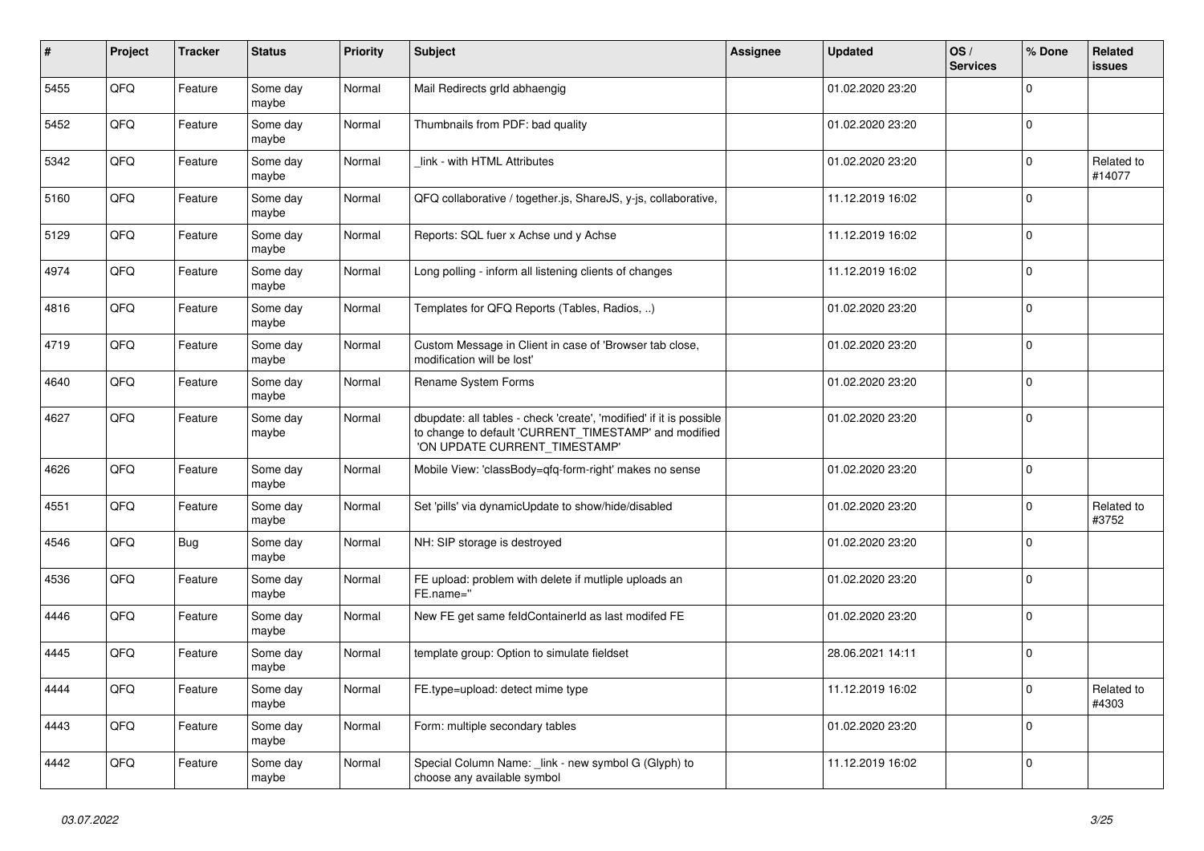| # | Project | Tracker | Status | Priority | Subject | Assignee | Updated | OS / Services | % Done | Related issues |
|---|---|---|---|---|---|---|---|---|---|---|
| 5455 | QFQ | Feature | Some day maybe | Normal | Mail Redirects grId abhaengig | | 01.02.2020 23:20 | | 0 | |
| 5452 | QFQ | Feature | Some day maybe | Normal | Thumbnails from PDF: bad quality | | 01.02.2020 23:20 | | 0 | |
| 5342 | QFQ | Feature | Some day maybe | Normal | _link - with HTML Attributes | | 01.02.2020 23:20 | | 0 | Related to #14077 |
| 5160 | QFQ | Feature | Some day maybe | Normal | QFQ collaborative / together.js, ShareJS, y-js, collaborative, | | 11.12.2019 16:02 | | 0 | |
| 5129 | QFQ | Feature | Some day maybe | Normal | Reports: SQL fuer x Achse und y Achse | | 11.12.2019 16:02 | | 0 | |
| 4974 | QFQ | Feature | Some day maybe | Normal | Long polling - inform all listening clients of changes | | 11.12.2019 16:02 | | 0 | |
| 4816 | QFQ | Feature | Some day maybe | Normal | Templates for QFQ Reports (Tables, Radios, ..) | | 01.02.2020 23:20 | | 0 | |
| 4719 | QFQ | Feature | Some day maybe | Normal | Custom Message in Client in case of 'Browser tab close, modification will be lost' | | 01.02.2020 23:20 | | 0 | |
| 4640 | QFQ | Feature | Some day maybe | Normal | Rename System Forms | | 01.02.2020 23:20 | | 0 | |
| 4627 | QFQ | Feature | Some day maybe | Normal | dbupdate: all tables - check 'create', 'modified' if it is possible to change to default 'CURRENT_TIMESTAMP' and modified 'ON UPDATE CURRENT_TIMESTAMP' | | 01.02.2020 23:20 | | 0 | |
| 4626 | QFQ | Feature | Some day maybe | Normal | Mobile View: 'classBody=qfq-form-right' makes no sense | | 01.02.2020 23:20 | | 0 | |
| 4551 | QFQ | Feature | Some day maybe | Normal | Set 'pills' via dynamicUpdate to show/hide/disabled | | 01.02.2020 23:20 | | 0 | Related to #3752 |
| 4546 | QFQ | Bug | Some day maybe | Normal | NH: SIP storage is destroyed | | 01.02.2020 23:20 | | 0 | |
| 4536 | QFQ | Feature | Some day maybe | Normal | FE upload: problem with delete if mutliple uploads an FE.name='' | | 01.02.2020 23:20 | | 0 | |
| 4446 | QFQ | Feature | Some day maybe | Normal | New FE get same feldContainerId as last modifed FE | | 01.02.2020 23:20 | | 0 | |
| 4445 | QFQ | Feature | Some day maybe | Normal | template group: Option to simulate fieldset | | 28.06.2021 14:11 | | 0 | |
| 4444 | QFQ | Feature | Some day maybe | Normal | FE.type=upload: detect mime type | | 11.12.2019 16:02 | | 0 | Related to #4303 |
| 4443 | QFQ | Feature | Some day maybe | Normal | Form: multiple secondary tables | | 01.02.2020 23:20 | | 0 | |
| 4442 | QFQ | Feature | Some day maybe | Normal | Special Column Name: _link - new symbol G (Glyph) to choose any available symbol | | 11.12.2019 16:02 | | 0 | |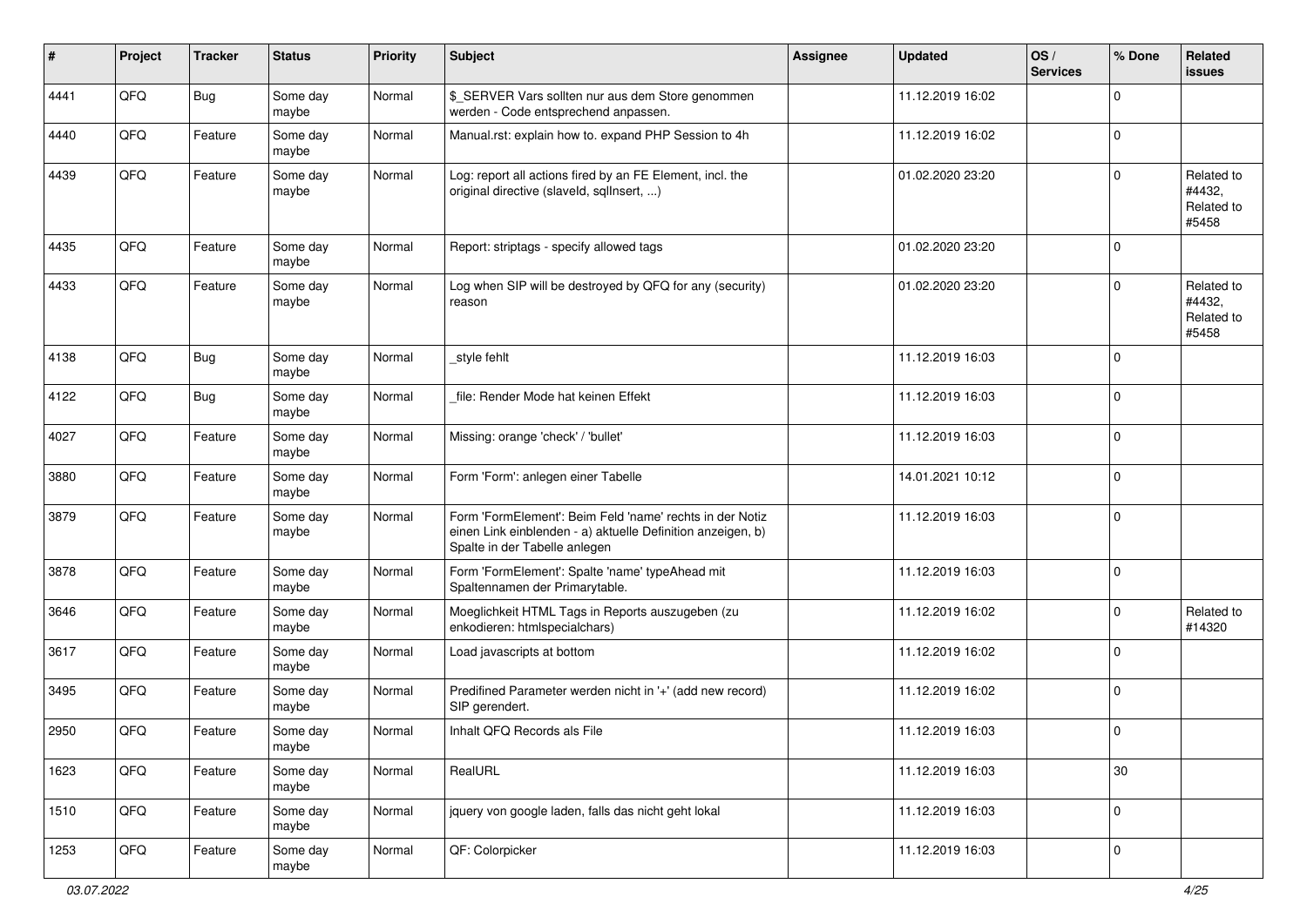| # | Project | Tracker | Status | Priority | Subject | Assignee | Updated | OS / Services | % Done | Related issues |
|---|---|---|---|---|---|---|---|---|---|---|
| 4441 | QFQ | Bug | Some day maybe | Normal | $_SERVER Vars sollten nur aus dem Store genommen werden - Code entsprechend anpassen. | | 11.12.2019 16:02 | | 0 | |
| 4440 | QFQ | Feature | Some day maybe | Normal | Manual.rst: explain how to. expand PHP Session to 4h | | 11.12.2019 16:02 | | 0 | |
| 4439 | QFQ | Feature | Some day maybe | Normal | Log: report all actions fired by an FE Element, incl. the original directive (slaveId, sqlInsert, ...) | | 01.02.2020 23:20 | | 0 | Related to #4432, Related to #5458 |
| 4435 | QFQ | Feature | Some day maybe | Normal | Report: striptags - specify allowed tags | | 01.02.2020 23:20 | | 0 | |
| 4433 | QFQ | Feature | Some day maybe | Normal | Log when SIP will be destroyed by QFQ for any (security) reason | | 01.02.2020 23:20 | | 0 | Related to #4432, Related to #5458 |
| 4138 | QFQ | Bug | Some day maybe | Normal | _style fehlt | | 11.12.2019 16:03 | | 0 | |
| 4122 | QFQ | Bug | Some day maybe | Normal | _file: Render Mode hat keinen Effekt | | 11.12.2019 16:03 | | 0 | |
| 4027 | QFQ | Feature | Some day maybe | Normal | Missing: orange 'check' / 'bullet' | | 11.12.2019 16:03 | | 0 | |
| 3880 | QFQ | Feature | Some day maybe | Normal | Form 'Form': anlegen einer Tabelle | | 14.01.2021 10:12 | | 0 | |
| 3879 | QFQ | Feature | Some day maybe | Normal | Form 'FormElement': Beim Feld 'name' rechts in der Notiz einen Link einblenden - a) aktuelle Definition anzeigen, b) Spalte in der Tabelle anlegen | | 11.12.2019 16:03 | | 0 | |
| 3878 | QFQ | Feature | Some day maybe | Normal | Form 'FormElement': Spalte 'name' typeAhead mit Spaltennamen der Primarytable. | | 11.12.2019 16:03 | | 0 | |
| 3646 | QFQ | Feature | Some day maybe | Normal | Moeglichkeit HTML Tags in Reports auszugeben (zu enkodieren: htmlspecialchars) | | 11.12.2019 16:02 | | 0 | Related to #14320 |
| 3617 | QFQ | Feature | Some day maybe | Normal | Load javascripts at bottom | | 11.12.2019 16:02 | | 0 | |
| 3495 | QFQ | Feature | Some day maybe | Normal | Predifined Parameter werden nicht in '+' (add new record) SIP gerendert. | | 11.12.2019 16:02 | | 0 | |
| 2950 | QFQ | Feature | Some day maybe | Normal | Inhalt QFQ Records als File | | 11.12.2019 16:03 | | 0 | |
| 1623 | QFQ | Feature | Some day maybe | Normal | RealURL | | 11.12.2019 16:03 | | 30 | |
| 1510 | QFQ | Feature | Some day maybe | Normal | jquery von google laden, falls das nicht geht lokal | | 11.12.2019 16:03 | | 0 | |
| 1253 | QFQ | Feature | Some day maybe | Normal | QF: Colorpicker | | 11.12.2019 16:03 | | 0 | |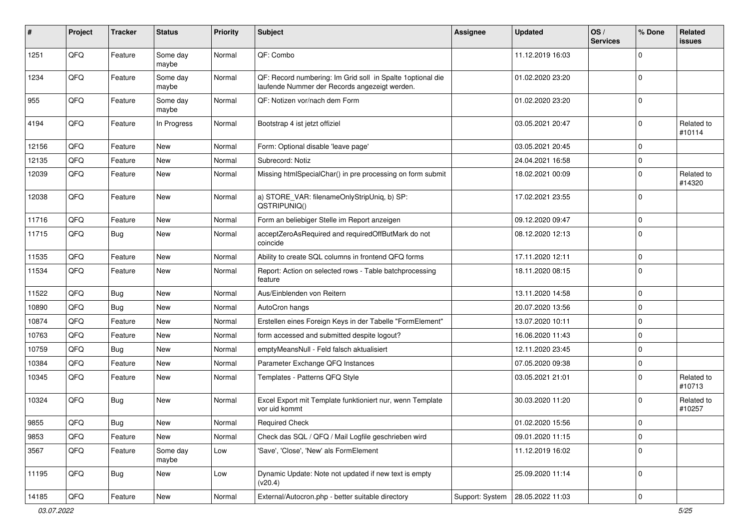| # | Project | Tracker | Status | Priority | Subject | Assignee | Updated | OS / Services | % Done | Related issues |
|---|---|---|---|---|---|---|---|---|---|---|
| 1251 | QFQ | Feature | Some day maybe | Normal | QF: Combo | | 11.12.2019 16:03 | | 0 | |
| 1234 | QFQ | Feature | Some day maybe | Normal | QF: Record numbering: Im Grid soll in Spalte 1optional die laufende Nummer der Records angezeigt werden. | | 01.02.2020 23:20 | | 0 | |
| 955 | QFQ | Feature | Some day maybe | Normal | QF: Notizen vor/nach dem Form | | 01.02.2020 23:20 | | 0 | |
| 4194 | QFQ | Feature | In Progress | Normal | Bootstrap 4 ist jetzt offiziel | | 03.05.2021 20:47 | | 0 | Related to #10114 |
| 12156 | QFQ | Feature | New | Normal | Form: Optional disable 'leave page' | | 03.05.2021 20:45 | | 0 | |
| 12135 | QFQ | Feature | New | Normal | Subrecord: Notiz | | 24.04.2021 16:58 | | 0 | |
| 12039 | QFQ | Feature | New | Normal | Missing htmlSpecialChar() in pre processing on form submit | | 18.02.2021 00:09 | | 0 | Related to #14320 |
| 12038 | QFQ | Feature | New | Normal | a) STORE_VAR: filenameOnlyStripUniq, b) SP: QSTRIPUNIQ() | | 17.02.2021 23:55 | | 0 | |
| 11716 | QFQ | Feature | New | Normal | Form an beliebiger Stelle im Report anzeigen | | 09.12.2020 09:47 | | 0 | |
| 11715 | QFQ | Bug | New | Normal | acceptZeroAsRequired and requiredOffButMark do not coincide | | 08.12.2020 12:13 | | 0 | |
| 11535 | QFQ | Feature | New | Normal | Ability to create SQL columns in frontend QFQ forms | | 17.11.2020 12:11 | | 0 | |
| 11534 | QFQ | Feature | New | Normal | Report: Action on selected rows - Table batchprocessing feature | | 18.11.2020 08:15 | | 0 | |
| 11522 | QFQ | Bug | New | Normal | Aus/Einblenden von Reitern | | 13.11.2020 14:58 | | 0 | |
| 10890 | QFQ | Bug | New | Normal | AutoCron hangs | | 20.07.2020 13:56 | | 0 | |
| 10874 | QFQ | Feature | New | Normal | Erstellen eines Foreign Keys in der Tabelle "FormElement" | | 13.07.2020 10:11 | | 0 | |
| 10763 | QFQ | Feature | New | Normal | form accessed and submitted despite logout? | | 16.06.2020 11:43 | | 0 | |
| 10759 | QFQ | Bug | New | Normal | emptyMeansNull - Feld falsch aktualisiert | | 12.11.2020 23:45 | | 0 | |
| 10384 | QFQ | Feature | New | Normal | Parameter Exchange QFQ Instances | | 07.05.2020 09:38 | | 0 | |
| 10345 | QFQ | Feature | New | Normal | Templates - Patterns QFQ Style | | 03.05.2021 21:01 | | 0 | Related to #10713 |
| 10324 | QFQ | Bug | New | Normal | Excel Export mit Template funktioniert nur, wenn Template vor uid kommt | | 30.03.2020 11:20 | | 0 | Related to #10257 |
| 9855 | QFQ | Bug | New | Normal | Required Check | | 01.02.2020 15:56 | | 0 | |
| 9853 | QFQ | Feature | New | Normal | Check das SQL / QFQ / Mail Logfile geschrieben wird | | 09.01.2020 11:15 | | 0 | |
| 3567 | QFQ | Feature | Some day maybe | Low | 'Save', 'Close', 'New' als FormElement | | 11.12.2019 16:02 | | 0 | |
| 11195 | QFQ | Bug | New | Low | Dynamic Update: Note not updated if new text is empty (v20.4) | | 25.09.2020 11:14 | | 0 | |
| 14185 | QFQ | Feature | New | Normal | External/Autocron.php - better suitable directory | Support: System | 28.05.2022 11:03 | | 0 | |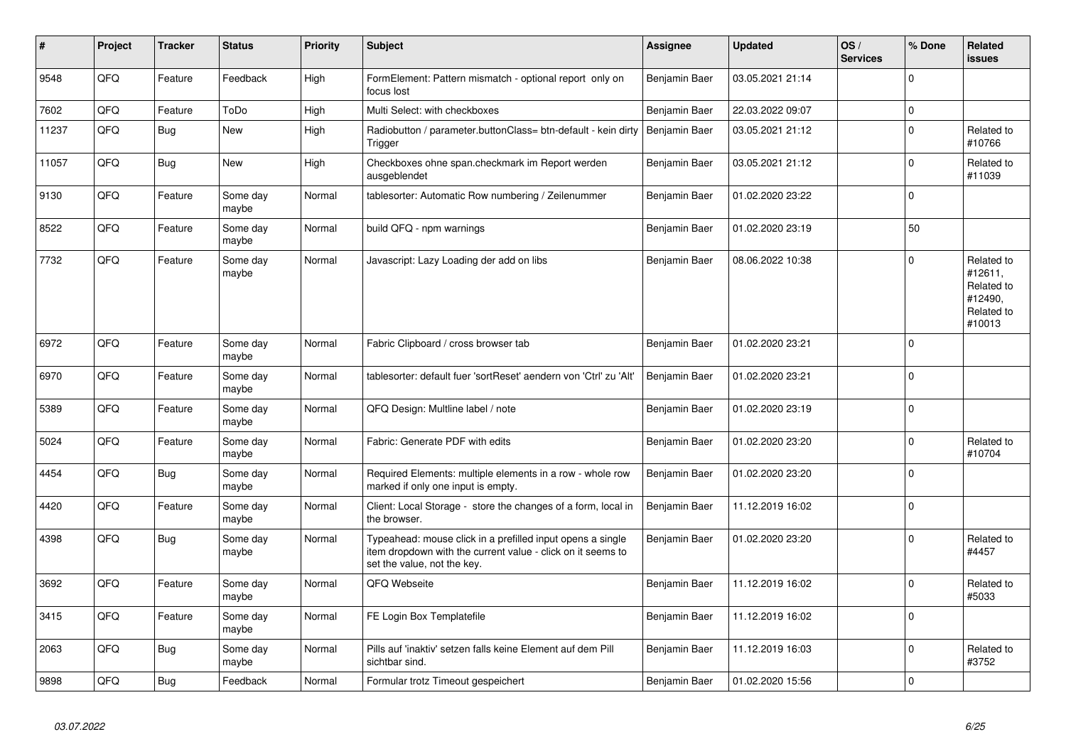| # | Project | Tracker | Status | Priority | Subject | Assignee | Updated | OS / Services | % Done | Related issues |
|---|---|---|---|---|---|---|---|---|---|---|
| 9548 | QFQ | Feature | Feedback | High | FormElement: Pattern mismatch - optional report only on focus lost | Benjamin Baer | 03.05.2021 21:14 | | 0 | |
| 7602 | QFQ | Feature | ToDo | High | Multi Select: with checkboxes | Benjamin Baer | 22.03.2022 09:07 | | 0 | |
| 11237 | QFQ | Bug | New | High | Radiobutton / parameter.buttonClass= btn-default - kein dirty Trigger | Benjamin Baer | 03.05.2021 21:12 | | 0 | Related to #10766 |
| 11057 | QFQ | Bug | New | High | Checkboxes ohne span.checkmark im Report werden ausgeblendet | Benjamin Baer | 03.05.2021 21:12 | | 0 | Related to #11039 |
| 9130 | QFQ | Feature | Some day maybe | Normal | tablesorter: Automatic Row numbering / Zeilenummer | Benjamin Baer | 01.02.2020 23:22 | | 0 | |
| 8522 | QFQ | Feature | Some day maybe | Normal | build QFQ - npm warnings | Benjamin Baer | 01.02.2020 23:19 | | 50 | |
| 7732 | QFQ | Feature | Some day maybe | Normal | Javascript: Lazy Loading der add on libs | Benjamin Baer | 08.06.2022 10:38 | | 0 | Related to #12611, Related to #12490, Related to #10013 |
| 6972 | QFQ | Feature | Some day maybe | Normal | Fabric Clipboard / cross browser tab | Benjamin Baer | 01.02.2020 23:21 | | 0 | |
| 6970 | QFQ | Feature | Some day maybe | Normal | tablesorter: default fuer 'sortReset' aendern von 'Ctrl' zu 'Alt' | Benjamin Baer | 01.02.2020 23:21 | | 0 | |
| 5389 | QFQ | Feature | Some day maybe | Normal | QFQ Design: Multline label / note | Benjamin Baer | 01.02.2020 23:19 | | 0 | |
| 5024 | QFQ | Feature | Some day maybe | Normal | Fabric: Generate PDF with edits | Benjamin Baer | 01.02.2020 23:20 | | 0 | Related to #10704 |
| 4454 | QFQ | Bug | Some day maybe | Normal | Required Elements: multiple elements in a row - whole row marked if only one input is empty. | Benjamin Baer | 01.02.2020 23:20 | | 0 | |
| 4420 | QFQ | Feature | Some day maybe | Normal | Client: Local Storage - store the changes of a form, local in the browser. | Benjamin Baer | 11.12.2019 16:02 | | 0 | |
| 4398 | QFQ | Bug | Some day maybe | Normal | Typeahead: mouse click in a prefilled input opens a single item dropdown with the current value - click on it seems to set the value, not the key. | Benjamin Baer | 01.02.2020 23:20 | | 0 | Related to #4457 |
| 3692 | QFQ | Feature | Some day maybe | Normal | QFQ Webseite | Benjamin Baer | 11.12.2019 16:02 | | 0 | Related to #5033 |
| 3415 | QFQ | Feature | Some day maybe | Normal | FE Login Box Templatefile | Benjamin Baer | 11.12.2019 16:02 | | 0 | |
| 2063 | QFQ | Bug | Some day maybe | Normal | Pills auf 'inaktiv' setzen falls keine Element auf dem Pill sichtbar sind. | Benjamin Baer | 11.12.2019 16:03 | | 0 | Related to #3752 |
| 9898 | QFQ | Bug | Feedback | Normal | Formular trotz Timeout gespeichert | Benjamin Baer | 01.02.2020 15:56 | | 0 | |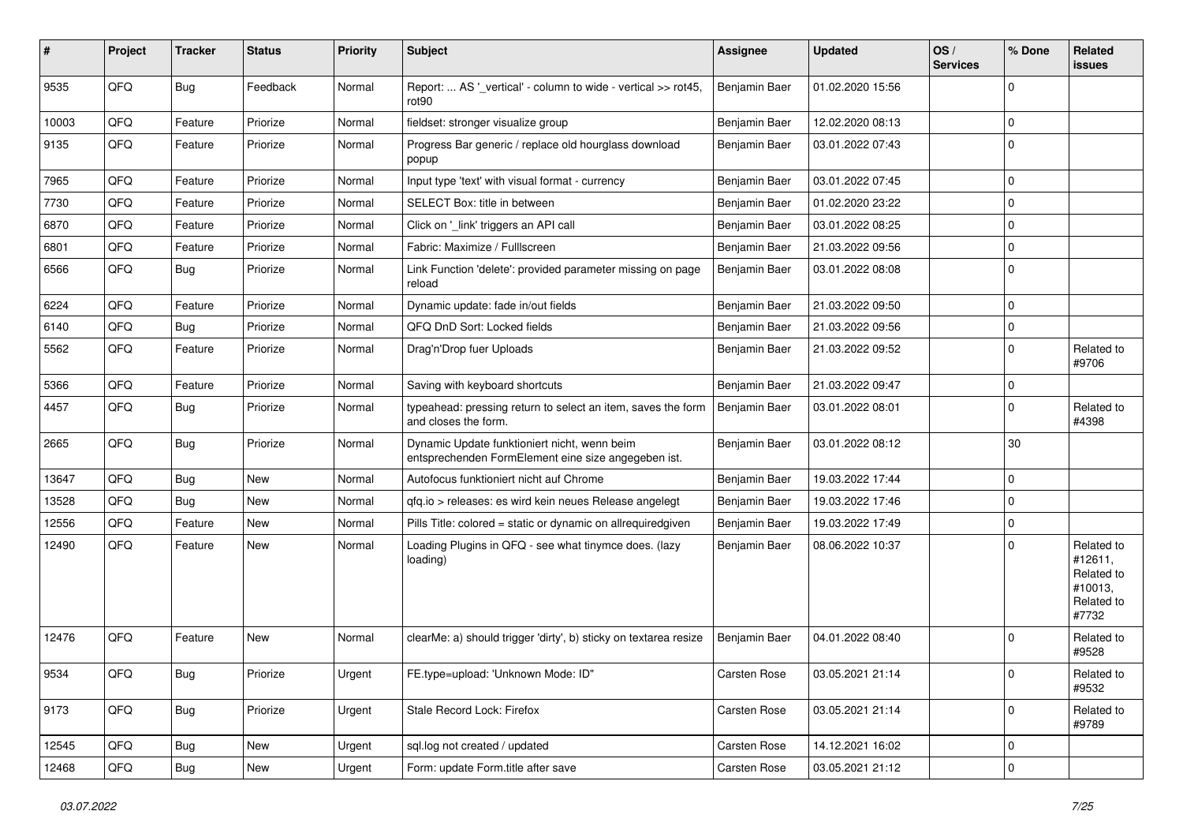| # | Project | Tracker | Status | Priority | Subject | Assignee | Updated | OS / Services | % Done | Related issues |
|---|---|---|---|---|---|---|---|---|---|---|
| 9535 | QFQ | Bug | Feedback | Normal | Report: ... AS '_vertical' - column to wide - vertical >> rot45, rot90 | Benjamin Baer | 01.02.2020 15:56 | | 0 | |
| 10003 | QFQ | Feature | Priorize | Normal | fieldset: stronger visualize group | Benjamin Baer | 12.02.2020 08:13 | | 0 | |
| 9135 | QFQ | Feature | Priorize | Normal | Progress Bar generic / replace old hourglass download popup | Benjamin Baer | 03.01.2022 07:43 | | 0 | |
| 7965 | QFQ | Feature | Priorize | Normal | Input type 'text' with visual format - currency | Benjamin Baer | 03.01.2022 07:45 | | 0 | |
| 7730 | QFQ | Feature | Priorize | Normal | SELECT Box: title in between | Benjamin Baer | 01.02.2020 23:22 | | 0 | |
| 6870 | QFQ | Feature | Priorize | Normal | Click on '_link' triggers an API call | Benjamin Baer | 03.01.2022 08:25 | | 0 | |
| 6801 | QFQ | Feature | Priorize | Normal | Fabric: Maximize / Fulllscreen | Benjamin Baer | 21.03.2022 09:56 | | 0 | |
| 6566 | QFQ | Bug | Priorize | Normal | Link Function 'delete': provided parameter missing on page reload | Benjamin Baer | 03.01.2022 08:08 | | 0 | |
| 6224 | QFQ | Feature | Priorize | Normal | Dynamic update: fade in/out fields | Benjamin Baer | 21.03.2022 09:50 | | 0 | |
| 6140 | QFQ | Bug | Priorize | Normal | QFQ DnD Sort: Locked fields | Benjamin Baer | 21.03.2022 09:56 | | 0 | |
| 5562 | QFQ | Feature | Priorize | Normal | Drag'n'Drop fuer Uploads | Benjamin Baer | 21.03.2022 09:52 | | 0 | Related to #9706 |
| 5366 | QFQ | Feature | Priorize | Normal | Saving with keyboard shortcuts | Benjamin Baer | 21.03.2022 09:47 | | 0 | |
| 4457 | QFQ | Bug | Priorize | Normal | typeahead: pressing return to select an item, saves the form and closes the form. | Benjamin Baer | 03.01.2022 08:01 | | 0 | Related to #4398 |
| 2665 | QFQ | Bug | Priorize | Normal | Dynamic Update funktioniert nicht, wenn beim entsprechenden FormElement eine size angegeben ist. | Benjamin Baer | 03.01.2022 08:12 | | 30 | |
| 13647 | QFQ | Bug | New | Normal | Autofocus funktioniert nicht auf Chrome | Benjamin Baer | 19.03.2022 17:44 | | 0 | |
| 13528 | QFQ | Bug | New | Normal | qfq.io > releases: es wird kein neues Release angelegt | Benjamin Baer | 19.03.2022 17:46 | | 0 | |
| 12556 | QFQ | Feature | New | Normal | Pills Title: colored = static or dynamic on allrequiredgiven | Benjamin Baer | 19.03.2022 17:49 | | 0 | |
| 12490 | QFQ | Feature | New | Normal | Loading Plugins in QFQ - see what tinymce does. (lazy loading) | Benjamin Baer | 08.06.2022 10:37 | | 0 | Related to #12611, Related to #10013, Related to #7732 |
| 12476 | QFQ | Feature | New | Normal | clearMe: a) should trigger 'dirty', b) sticky on textarea resize | Benjamin Baer | 04.01.2022 08:40 | | 0 | Related to #9528 |
| 9534 | QFQ | Bug | Priorize | Urgent | FE.type=upload: 'Unknown Mode: ID" | Carsten Rose | 03.05.2021 21:14 | | 0 | Related to #9532 |
| 9173 | QFQ | Bug | Priorize | Urgent | Stale Record Lock: Firefox | Carsten Rose | 03.05.2021 21:14 | | 0 | Related to #9789 |
| 12545 | QFQ | Bug | New | Urgent | sql.log not created / updated | Carsten Rose | 14.12.2021 16:02 | | 0 | |
| 12468 | QFQ | Bug | New | Urgent | Form: update Form.title after save | Carsten Rose | 03.05.2021 21:12 | | 0 | |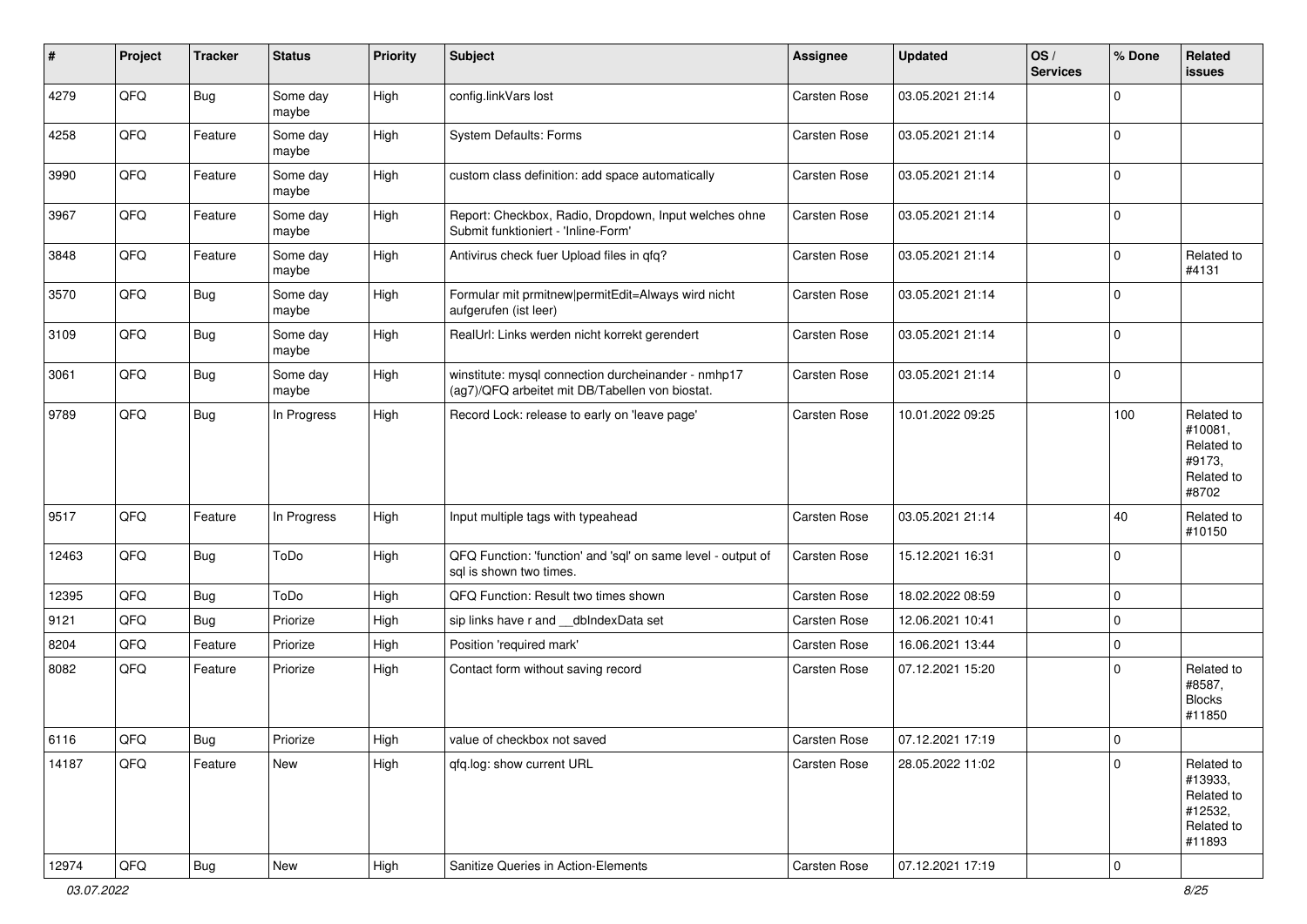| # | Project | Tracker | Status | Priority | Subject | Assignee | Updated | OS / Services | % Done | Related issues |
|---|---|---|---|---|---|---|---|---|---|---|
| 4279 | QFQ | Bug | Some day maybe | High | config.linkVars lost | Carsten Rose | 03.05.2021 21:14 | | 0 | |
| 4258 | QFQ | Feature | Some day maybe | High | System Defaults: Forms | Carsten Rose | 03.05.2021 21:14 | | 0 | |
| 3990 | QFQ | Feature | Some day maybe | High | custom class definition: add space automatically | Carsten Rose | 03.05.2021 21:14 | | 0 | |
| 3967 | QFQ | Feature | Some day maybe | High | Report: Checkbox, Radio, Dropdown, Input welches ohne Submit funktioniert - 'Inline-Form' | Carsten Rose | 03.05.2021 21:14 | | 0 | |
| 3848 | QFQ | Feature | Some day maybe | High | Antivirus check fuer Upload files in qfq? | Carsten Rose | 03.05.2021 21:14 | | 0 | Related to #4131 |
| 3570 | QFQ | Bug | Some day maybe | High | Formular mit prmitnew\|permitEdit=Always wird nicht aufgerufen (ist leer) | Carsten Rose | 03.05.2021 21:14 | | 0 | |
| 3109 | QFQ | Bug | Some day maybe | High | RealUrl: Links werden nicht korrekt gerendert | Carsten Rose | 03.05.2021 21:14 | | 0 | |
| 3061 | QFQ | Bug | Some day maybe | High | winstitute: mysql connection durcheinander - nmhp17 (ag7)/QFQ arbeitet mit DB/Tabellen von biostat. | Carsten Rose | 03.05.2021 21:14 | | 0 | |
| 9789 | QFQ | Bug | In Progress | High | Record Lock: release to early on 'leave page' | Carsten Rose | 10.01.2022 09:25 | | 100 | Related to #10081, Related to #9173, Related to #8702 |
| 9517 | QFQ | Feature | In Progress | High | Input multiple tags with typeahead | Carsten Rose | 03.05.2021 21:14 | | 40 | Related to #10150 |
| 12463 | QFQ | Bug | ToDo | High | QFQ Function: 'function' and 'sql' on same level - output of sql is shown two times. | Carsten Rose | 15.12.2021 16:31 | | 0 | |
| 12395 | QFQ | Bug | ToDo | High | QFQ Function: Result two times shown | Carsten Rose | 18.02.2022 08:59 | | 0 | |
| 9121 | QFQ | Bug | Priorize | High | sip links have r and __dbIndexData set | Carsten Rose | 12.06.2021 10:41 | | 0 | |
| 8204 | QFQ | Feature | Priorize | High | Position 'required mark' | Carsten Rose | 16.06.2021 13:44 | | 0 | |
| 8082 | QFQ | Feature | Priorize | High | Contact form without saving record | Carsten Rose | 07.12.2021 15:20 | | 0 | Related to #8587, Blocks #11850 |
| 6116 | QFQ | Bug | Priorize | High | value of checkbox not saved | Carsten Rose | 07.12.2021 17:19 | | 0 | |
| 14187 | QFQ | Feature | New | High | qfq.log: show current URL | Carsten Rose | 28.05.2022 11:02 | | 0 | Related to #13933, Related to #12532, Related to #11893 |
| 12974 | QFQ | Bug | New | High | Sanitize Queries in Action-Elements | Carsten Rose | 07.12.2021 17:19 | | 0 | |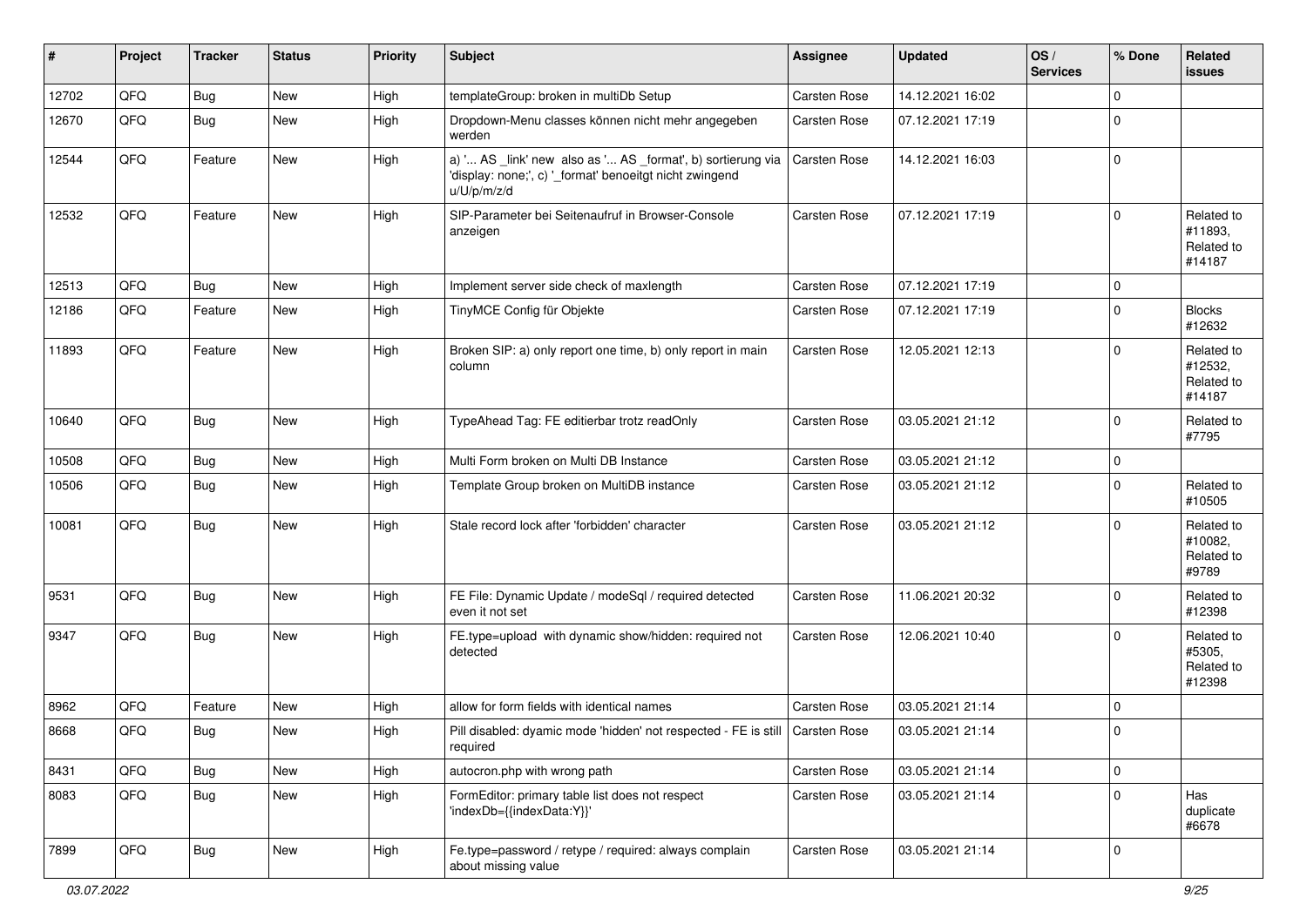| # | Project | Tracker | Status | Priority | Subject | Assignee | Updated | OS / Services | % Done | Related issues |
|---|---|---|---|---|---|---|---|---|---|---|
| 12702 | QFQ | Bug | New | High | templateGroup: broken in multiDb Setup | Carsten Rose | 14.12.2021 16:02 | | 0 | |
| 12670 | QFQ | Bug | New | High | Dropdown-Menu classes können nicht mehr angegeben werden | Carsten Rose | 07.12.2021 17:19 | | 0 | |
| 12544 | QFQ | Feature | New | High | a) '... AS _link' new also as '... AS _format', b) sortierung via 'display: none;', c) '_format' benoeitgt nicht zwingend u/U/p/m/z/d | Carsten Rose | 14.12.2021 16:03 | | 0 | |
| 12532 | QFQ | Feature | New | High | SIP-Parameter bei Seitenaufruf in Browser-Console anzeigen | Carsten Rose | 07.12.2021 17:19 | | 0 | Related to #11893, Related to #14187 |
| 12513 | QFQ | Bug | New | High | Implement server side check of maxlength | Carsten Rose | 07.12.2021 17:19 | | 0 | |
| 12186 | QFQ | Feature | New | High | TinyMCE Config für Objekte | Carsten Rose | 07.12.2021 17:19 | | 0 | Blocks #12632 |
| 11893 | QFQ | Feature | New | High | Broken SIP: a) only report one time, b) only report in main column | Carsten Rose | 12.05.2021 12:13 | | 0 | Related to #12532, Related to #14187 |
| 10640 | QFQ | Bug | New | High | TypeAhead Tag: FE editierbar trotz readOnly | Carsten Rose | 03.05.2021 21:12 | | 0 | Related to #7795 |
| 10508 | QFQ | Bug | New | High | Multi Form broken on Multi DB Instance | Carsten Rose | 03.05.2021 21:12 | | 0 | |
| 10506 | QFQ | Bug | New | High | Template Group broken on MultiDB instance | Carsten Rose | 03.05.2021 21:12 | | 0 | Related to #10505 |
| 10081 | QFQ | Bug | New | High | Stale record lock after 'forbidden' character | Carsten Rose | 03.05.2021 21:12 | | 0 | Related to #10082, Related to #9789 |
| 9531 | QFQ | Bug | New | High | FE File: Dynamic Update / modeSql / required detected even it not set | Carsten Rose | 11.06.2021 20:32 | | 0 | Related to #12398 |
| 9347 | QFQ | Bug | New | High | FE.type=upload with dynamic show/hidden: required not detected | Carsten Rose | 12.06.2021 10:40 | | 0 | Related to #5305, Related to #12398 |
| 8962 | QFQ | Feature | New | High | allow for form fields with identical names | Carsten Rose | 03.05.2021 21:14 | | 0 | |
| 8668 | QFQ | Bug | New | High | Pill disabled: dyamic mode 'hidden' not respected - FE is still required | Carsten Rose | 03.05.2021 21:14 | | 0 | |
| 8431 | QFQ | Bug | New | High | autocron.php with wrong path | Carsten Rose | 03.05.2021 21:14 | | 0 | |
| 8083 | QFQ | Bug | New | High | FormEditor: primary table list does not respect 'indexDb={{indexData:Y}}' | Carsten Rose | 03.05.2021 21:14 | | 0 | Has duplicate #6678 |
| 7899 | QFQ | Bug | New | High | Fe.type=password / retype / required: always complain about missing value | Carsten Rose | 03.05.2021 21:14 | | 0 | |

*03.07.2022*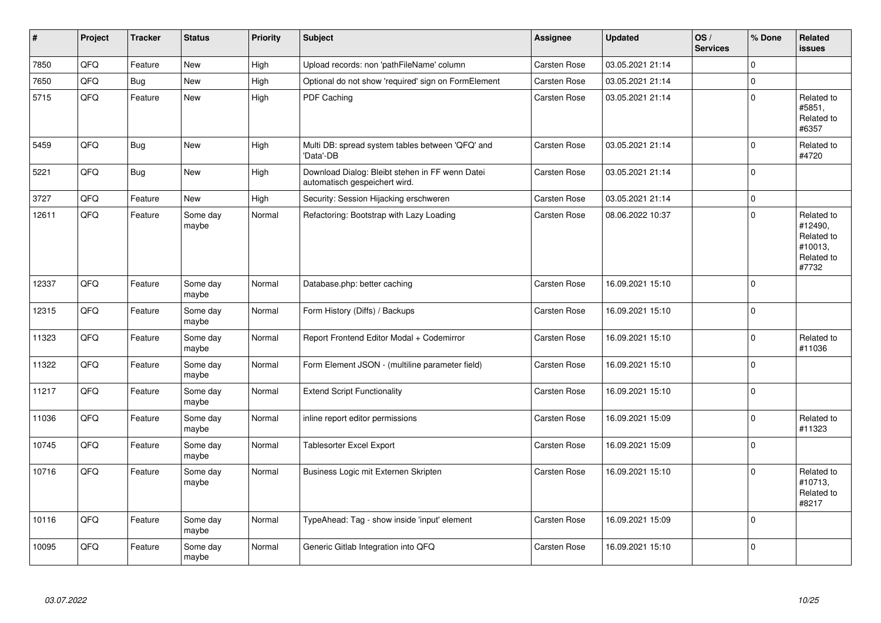| # | Project | Tracker | Status | Priority | Subject | Assignee | Updated | OS / Services | % Done | Related issues |
|---|---|---|---|---|---|---|---|---|---|---|
| 7850 | QFQ | Feature | New | High | Upload records: non 'pathFileName' column | Carsten Rose | 03.05.2021 21:14 | | 0 | |
| 7650 | QFQ | Bug | New | High | Optional do not show 'required' sign on FormElement | Carsten Rose | 03.05.2021 21:14 | | 0 | |
| 5715 | QFQ | Feature | New | High | PDF Caching | Carsten Rose | 03.05.2021 21:14 | | 0 | Related to #5851, Related to #6357 |
| 5459 | QFQ | Bug | New | High | Multi DB: spread system tables between 'QFQ' and 'Data'-DB | Carsten Rose | 03.05.2021 21:14 | | 0 | Related to #4720 |
| 5221 | QFQ | Bug | New | High | Download Dialog: Bleibt stehen in FF wenn Datei automatisch gespeichert wird. | Carsten Rose | 03.05.2021 21:14 | | 0 | |
| 3727 | QFQ | Feature | New | High | Security: Session Hijacking erschweren | Carsten Rose | 03.05.2021 21:14 | | 0 | |
| 12611 | QFQ | Feature | Some day maybe | Normal | Refactoring: Bootstrap with Lazy Loading | Carsten Rose | 08.06.2022 10:37 | | 0 | Related to #12490, Related to #10013, Related to #7732 |
| 12337 | QFQ | Feature | Some day maybe | Normal | Database.php: better caching | Carsten Rose | 16.09.2021 15:10 | | 0 | |
| 12315 | QFQ | Feature | Some day maybe | Normal | Form History (Diffs) / Backups | Carsten Rose | 16.09.2021 15:10 | | 0 | |
| 11323 | QFQ | Feature | Some day maybe | Normal | Report Frontend Editor Modal + Codemirror | Carsten Rose | 16.09.2021 15:10 | | 0 | Related to #11036 |
| 11322 | QFQ | Feature | Some day maybe | Normal | Form Element JSON - (multiline parameter field) | Carsten Rose | 16.09.2021 15:10 | | 0 | |
| 11217 | QFQ | Feature | Some day maybe | Normal | Extend Script Functionality | Carsten Rose | 16.09.2021 15:10 | | 0 | |
| 11036 | QFQ | Feature | Some day maybe | Normal | inline report editor permissions | Carsten Rose | 16.09.2021 15:09 | | 0 | Related to #11323 |
| 10745 | QFQ | Feature | Some day maybe | Normal | Tablesorter Excel Export | Carsten Rose | 16.09.2021 15:09 | | 0 | |
| 10716 | QFQ | Feature | Some day maybe | Normal | Business Logic mit Externen Skripten | Carsten Rose | 16.09.2021 15:10 | | 0 | Related to #10713, Related to #8217 |
| 10116 | QFQ | Feature | Some day maybe | Normal | TypeAhead: Tag - show inside 'input' element | Carsten Rose | 16.09.2021 15:09 | | 0 | |
| 10095 | QFQ | Feature | Some day maybe | Normal | Generic Gitlab Integration into QFQ | Carsten Rose | 16.09.2021 15:10 | | 0 | |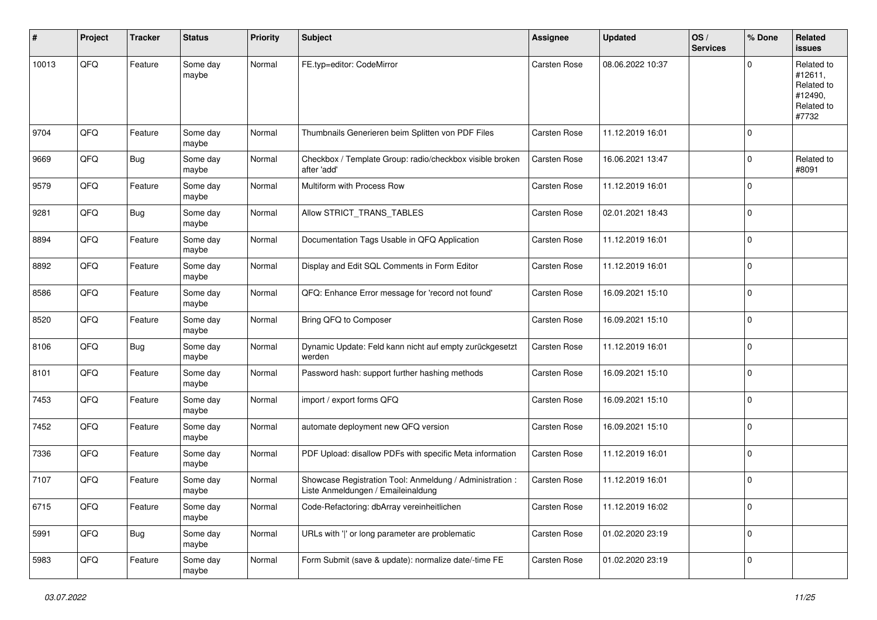| # | Project | Tracker | Status | Priority | Subject | Assignee | Updated | OS / Services | % Done | Related issues |
|---|---|---|---|---|---|---|---|---|---|---|
| 10013 | QFQ | Feature | Some day maybe | Normal | FE.typ=editor: CodeMirror | Carsten Rose | 08.06.2022 10:37 | | 0 | Related to #12611, Related to #12490, Related to #7732 |
| 9704 | QFQ | Feature | Some day maybe | Normal | Thumbnails Generieren beim Splitten von PDF Files | Carsten Rose | 11.12.2019 16:01 | | 0 | |
| 9669 | QFQ | Bug | Some day maybe | Normal | Checkbox / Template Group: radio/checkbox visible broken after 'add' | Carsten Rose | 16.06.2021 13:47 | | 0 | Related to #8091 |
| 9579 | QFQ | Feature | Some day maybe | Normal | Multiform with Process Row | Carsten Rose | 11.12.2019 16:01 | | 0 | |
| 9281 | QFQ | Bug | Some day maybe | Normal | Allow STRICT_TRANS_TABLES | Carsten Rose | 02.01.2021 18:43 | | 0 | |
| 8894 | QFQ | Feature | Some day maybe | Normal | Documentation Tags Usable in QFQ Application | Carsten Rose | 11.12.2019 16:01 | | 0 | |
| 8892 | QFQ | Feature | Some day maybe | Normal | Display and Edit SQL Comments in Form Editor | Carsten Rose | 11.12.2019 16:01 | | 0 | |
| 8586 | QFQ | Feature | Some day maybe | Normal | QFQ: Enhance Error message for 'record not found' | Carsten Rose | 16.09.2021 15:10 | | 0 | |
| 8520 | QFQ | Feature | Some day maybe | Normal | Bring QFQ to Composer | Carsten Rose | 16.09.2021 15:10 | | 0 | |
| 8106 | QFQ | Bug | Some day maybe | Normal | Dynamic Update: Feld kann nicht auf empty zurückgesetzt werden | Carsten Rose | 11.12.2019 16:01 | | 0 | |
| 8101 | QFQ | Feature | Some day maybe | Normal | Password hash: support further hashing methods | Carsten Rose | 16.09.2021 15:10 | | 0 | |
| 7453 | QFQ | Feature | Some day maybe | Normal | import / export forms QFQ | Carsten Rose | 16.09.2021 15:10 | | 0 | |
| 7452 | QFQ | Feature | Some day maybe | Normal | automate deployment new QFQ version | Carsten Rose | 16.09.2021 15:10 | | 0 | |
| 7336 | QFQ | Feature | Some day maybe | Normal | PDF Upload: disallow PDFs with specific Meta information | Carsten Rose | 11.12.2019 16:01 | | 0 | |
| 7107 | QFQ | Feature | Some day maybe | Normal | Showcase Registration Tool: Anmeldung / Administration : Liste Anmeldungen / Emaileinaldung | Carsten Rose | 11.12.2019 16:01 | | 0 | |
| 6715 | QFQ | Feature | Some day maybe | Normal | Code-Refactoring: dbArray vereinheitlichen | Carsten Rose | 11.12.2019 16:02 | | 0 | |
| 5991 | QFQ | Bug | Some day maybe | Normal | URLs with '\|' or long parameter are problematic | Carsten Rose | 01.02.2020 23:19 | | 0 | |
| 5983 | QFQ | Feature | Some day maybe | Normal | Form Submit (save & update): normalize date/-time FE | Carsten Rose | 01.02.2020 23:19 | | 0 | |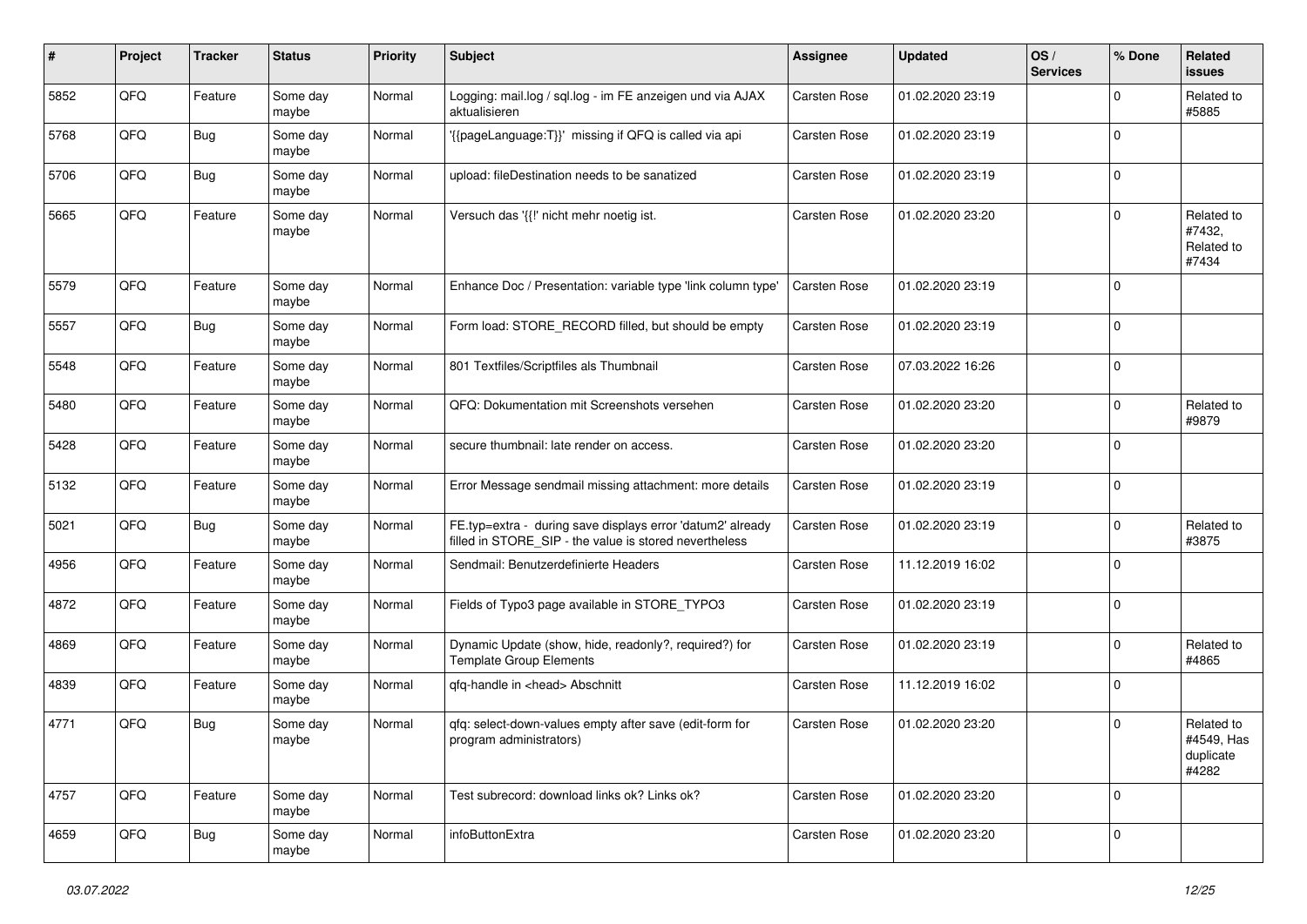| # | Project | Tracker | Status | Priority | Subject | Assignee | Updated | OS / Services | % Done | Related issues |
|---|---|---|---|---|---|---|---|---|---|---|
| 5852 | QFQ | Feature | Some day maybe | Normal | Logging: mail.log / sql.log - im FE anzeigen und via AJAX aktualisieren | Carsten Rose | 01.02.2020 23:19 | | 0 | Related to #5885 |
| 5768 | QFQ | Bug | Some day maybe | Normal | '{{pageLanguage:T}}' missing if QFQ is called via api | Carsten Rose | 01.02.2020 23:19 | | 0 | |
| 5706 | QFQ | Bug | Some day maybe | Normal | upload: fileDestination needs to be sanatized | Carsten Rose | 01.02.2020 23:19 | | 0 | |
| 5665 | QFQ | Feature | Some day maybe | Normal | Versuch das '{{!' nicht mehr noetig ist. | Carsten Rose | 01.02.2020 23:20 | | 0 | Related to #7432, Related to #7434 |
| 5579 | QFQ | Feature | Some day maybe | Normal | Enhance Doc / Presentation: variable type 'link column type' | Carsten Rose | 01.02.2020 23:19 | | 0 | |
| 5557 | QFQ | Bug | Some day maybe | Normal | Form load: STORE_RECORD filled, but should be empty | Carsten Rose | 01.02.2020 23:19 | | 0 | |
| 5548 | QFQ | Feature | Some day maybe | Normal | 801 Textfiles/Scriptfiles als Thumbnail | Carsten Rose | 07.03.2022 16:26 | | 0 | |
| 5480 | QFQ | Feature | Some day maybe | Normal | QFQ: Dokumentation mit Screenshots versehen | Carsten Rose | 01.02.2020 23:20 | | 0 | Related to #9879 |
| 5428 | QFQ | Feature | Some day maybe | Normal | secure thumbnail: late render on access. | Carsten Rose | 01.02.2020 23:20 | | 0 | |
| 5132 | QFQ | Feature | Some day maybe | Normal | Error Message sendmail missing attachment: more details | Carsten Rose | 01.02.2020 23:19 | | 0 | |
| 5021 | QFQ | Bug | Some day maybe | Normal | FE.typ=extra - during save displays error 'datum2' already filled in STORE_SIP - the value is stored nevertheless | Carsten Rose | 01.02.2020 23:19 | | 0 | Related to #3875 |
| 4956 | QFQ | Feature | Some day maybe | Normal | Sendmail: Benutzerdefinierte Headers | Carsten Rose | 11.12.2019 16:02 | | 0 | |
| 4872 | QFQ | Feature | Some day maybe | Normal | Fields of Typo3 page available in STORE_TYPO3 | Carsten Rose | 01.02.2020 23:19 | | 0 | |
| 4869 | QFQ | Feature | Some day maybe | Normal | Dynamic Update (show, hide, readonly?, required?) for Template Group Elements | Carsten Rose | 01.02.2020 23:19 | | 0 | Related to #4865 |
| 4839 | QFQ | Feature | Some day maybe | Normal | qfq-handle in <head> Abschnitt | Carsten Rose | 11.12.2019 16:02 | | 0 | |
| 4771 | QFQ | Bug | Some day maybe | Normal | qfq: select-down-values empty after save (edit-form for program administrators) | Carsten Rose | 01.02.2020 23:20 | | 0 | Related to #4549, Has duplicate #4282 |
| 4757 | QFQ | Feature | Some day maybe | Normal | Test subrecord: download links ok? Links ok? | Carsten Rose | 01.02.2020 23:20 | | 0 | |
| 4659 | QFQ | Bug | Some day maybe | Normal | infoButtonExtra | Carsten Rose | 01.02.2020 23:20 | | 0 | |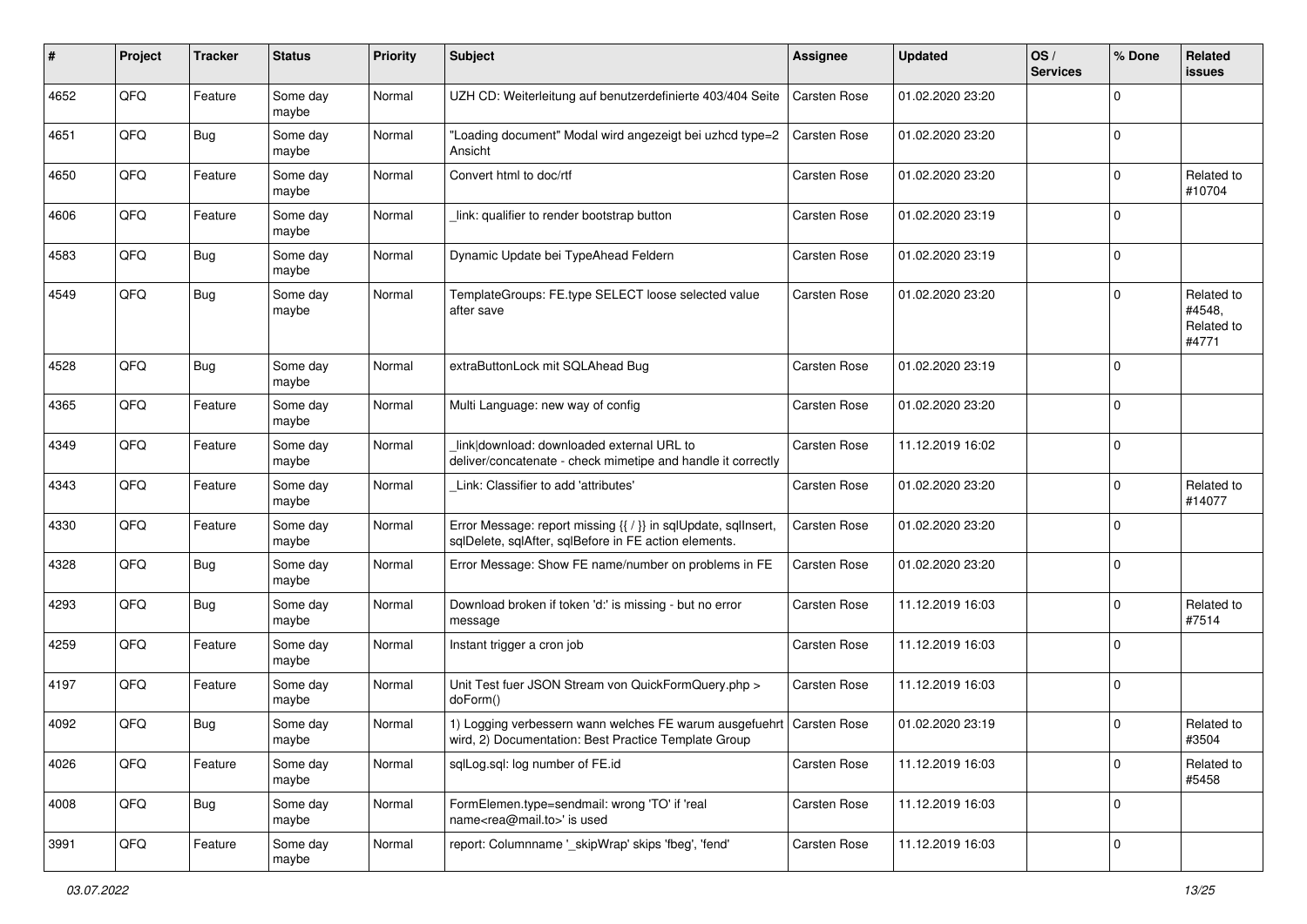| # | Project | Tracker | Status | Priority | Subject | Assignee | Updated | OS / Services | % Done | Related issues |
|---|---|---|---|---|---|---|---|---|---|---|
| 4652 | QFQ | Feature | Some day maybe | Normal | UZH CD: Weiterleitung auf benutzerdefinierte 403/404 Seite | Carsten Rose | 01.02.2020 23:20 | | 0 | |
| 4651 | QFQ | Bug | Some day maybe | Normal | "Loading document" Modal wird angezeigt bei uzhcd type=2 Ansicht | Carsten Rose | 01.02.2020 23:20 | | 0 | |
| 4650 | QFQ | Feature | Some day maybe | Normal | Convert html to doc/rtf | Carsten Rose | 01.02.2020 23:20 | | 0 | Related to #10704 |
| 4606 | QFQ | Feature | Some day maybe | Normal | _link: qualifier to render bootstrap button | Carsten Rose | 01.02.2020 23:19 | | 0 | |
| 4583 | QFQ | Bug | Some day maybe | Normal | Dynamic Update bei TypeAhead Feldern | Carsten Rose | 01.02.2020 23:19 | | 0 | |
| 4549 | QFQ | Bug | Some day maybe | Normal | TemplateGroups: FE.type SELECT loose selected value after save | Carsten Rose | 01.02.2020 23:20 | | 0 | Related to #4548, Related to #4771 |
| 4528 | QFQ | Bug | Some day maybe | Normal | extraButtonLock mit SQLAhead Bug | Carsten Rose | 01.02.2020 23:19 | | 0 | |
| 4365 | QFQ | Feature | Some day maybe | Normal | Multi Language: new way of config | Carsten Rose | 01.02.2020 23:20 | | 0 | |
| 4349 | QFQ | Feature | Some day maybe | Normal | _link\|download: downloaded external URL to deliver/concatenate - check mimetipe and handle it correctly | Carsten Rose | 11.12.2019 16:02 | | 0 | |
| 4343 | QFQ | Feature | Some day maybe | Normal | _Link: Classifier to add 'attributes' | Carsten Rose | 01.02.2020 23:20 | | 0 | Related to #14077 |
| 4330 | QFQ | Feature | Some day maybe | Normal | Error Message: report missing {{ / }} in sqlUpdate, sqlInsert, sqlDelete, sqlAfter, sqlBefore in FE action elements. | Carsten Rose | 01.02.2020 23:20 | | 0 | |
| 4328 | QFQ | Bug | Some day maybe | Normal | Error Message: Show FE name/number on problems in FE | Carsten Rose | 01.02.2020 23:20 | | 0 | |
| 4293 | QFQ | Bug | Some day maybe | Normal | Download broken if token 'd:' is missing - but no error message | Carsten Rose | 11.12.2019 16:03 | | 0 | Related to #7514 |
| 4259 | QFQ | Feature | Some day maybe | Normal | Instant trigger a cron job | Carsten Rose | 11.12.2019 16:03 | | 0 | |
| 4197 | QFQ | Feature | Some day maybe | Normal | Unit Test fuer JSON Stream von QuickFormQuery.php > doForm() | Carsten Rose | 11.12.2019 16:03 | | 0 | |
| 4092 | QFQ | Bug | Some day maybe | Normal | 1) Logging verbessern wann welches FE warum ausgefuehrt wird, 2) Documentation: Best Practice Template Group | Carsten Rose | 01.02.2020 23:19 | | 0 | Related to #3504 |
| 4026 | QFQ | Feature | Some day maybe | Normal | sqlLog.sql: log number of FE.id | Carsten Rose | 11.12.2019 16:03 | | 0 | Related to #5458 |
| 4008 | QFQ | Bug | Some day maybe | Normal | FormElemen.type=sendmail: wrong 'TO' if 'real name<rea@mail.to>' is used | Carsten Rose | 11.12.2019 16:03 | | 0 | |
| 3991 | QFQ | Feature | Some day maybe | Normal | report: Columnname '_skipWrap' skips 'fbeg', 'fend' | Carsten Rose | 11.12.2019 16:03 | | 0 | |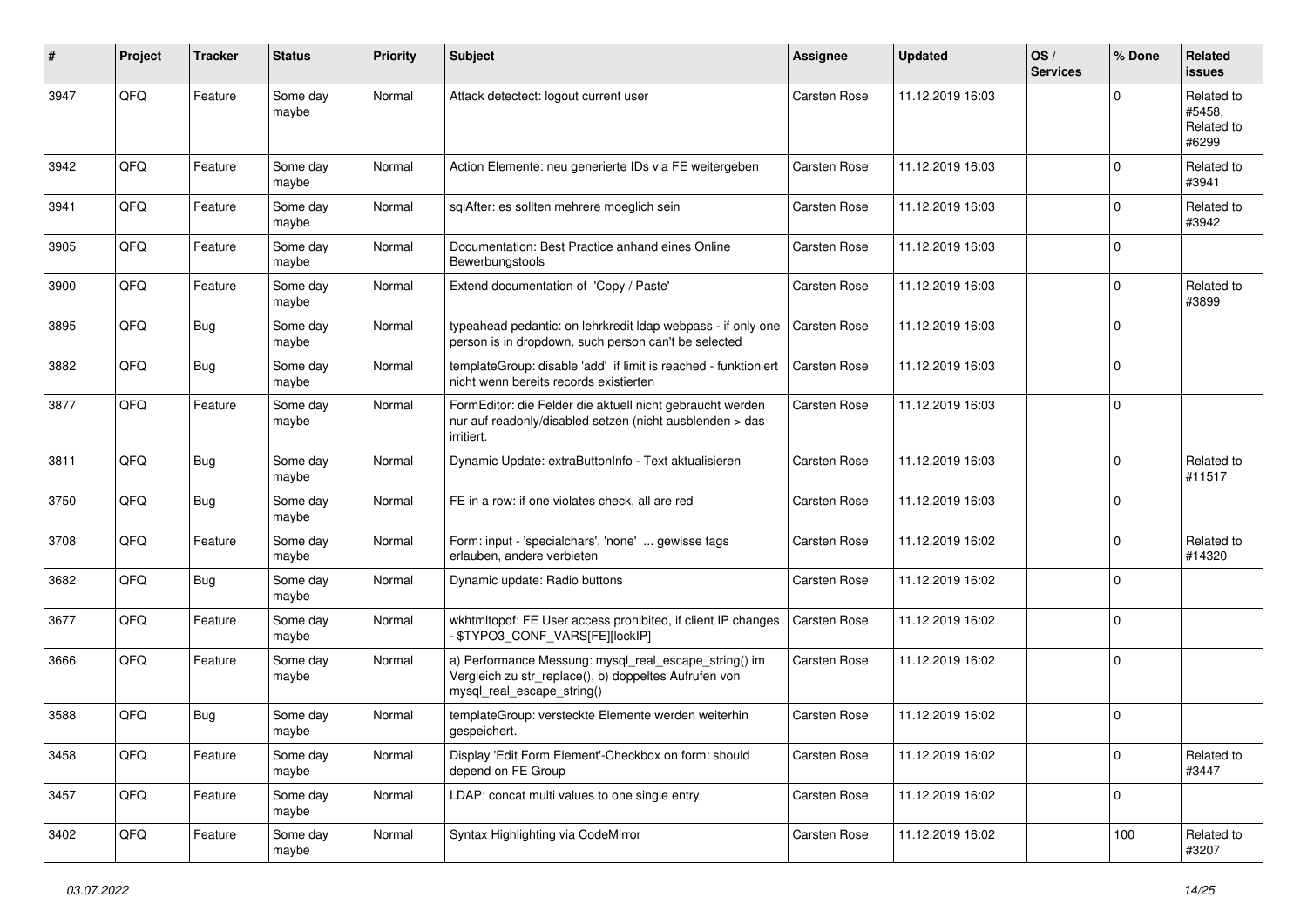| # | Project | Tracker | Status | Priority | Subject | Assignee | Updated | OS / Services | % Done | Related issues |
|---|---|---|---|---|---|---|---|---|---|---|
| 3947 | QFQ | Feature | Some day maybe | Normal | Attack detectect: logout current user | Carsten Rose | 11.12.2019 16:03 | | 0 | Related to #5458, Related to #6299 |
| 3942 | QFQ | Feature | Some day maybe | Normal | Action Elemente: neu generierte IDs via FE weitergeben | Carsten Rose | 11.12.2019 16:03 | | 0 | Related to #3941 |
| 3941 | QFQ | Feature | Some day maybe | Normal | sqlAfter: es sollten mehrere moeglich sein | Carsten Rose | 11.12.2019 16:03 | | 0 | Related to #3942 |
| 3905 | QFQ | Feature | Some day maybe | Normal | Documentation: Best Practice anhand eines Online Bewerbungstools | Carsten Rose | 11.12.2019 16:03 | | 0 | |
| 3900 | QFQ | Feature | Some day maybe | Normal | Extend documentation of 'Copy / Paste' | Carsten Rose | 11.12.2019 16:03 | | 0 | Related to #3899 |
| 3895 | QFQ | Bug | Some day maybe | Normal | typeahead pedantic: on lehrkredit ldap webpass - if only one person is in dropdown, such person can't be selected | Carsten Rose | 11.12.2019 16:03 | | 0 | |
| 3882 | QFQ | Bug | Some day maybe | Normal | templateGroup: disable 'add' if limit is reached - funktioniert nicht wenn bereits records existierten | Carsten Rose | 11.12.2019 16:03 | | 0 | |
| 3877 | QFQ | Feature | Some day maybe | Normal | FormEditor: die Felder die aktuell nicht gebraucht werden nur auf readonly/disabled setzen (nicht ausblenden > das irritiert. | Carsten Rose | 11.12.2019 16:03 | | 0 | |
| 3811 | QFQ | Bug | Some day maybe | Normal | Dynamic Update: extraButtonInfo - Text aktualisieren | Carsten Rose | 11.12.2019 16:03 | | 0 | Related to #11517 |
| 3750 | QFQ | Bug | Some day maybe | Normal | FE in a row: if one violates check, all are red | Carsten Rose | 11.12.2019 16:03 | | 0 | |
| 3708 | QFQ | Feature | Some day maybe | Normal | Form: input - 'specialchars', 'none' ... gewisse tags erlauben, andere verbieten | Carsten Rose | 11.12.2019 16:02 | | 0 | Related to #14320 |
| 3682 | QFQ | Bug | Some day maybe | Normal | Dynamic update: Radio buttons | Carsten Rose | 11.12.2019 16:02 | | 0 | |
| 3677 | QFQ | Feature | Some day maybe | Normal | wkhtmltopdf: FE User access prohibited, if client IP changes - $TYPO3_CONF_VARS[FE][lockIP] | Carsten Rose | 11.12.2019 16:02 | | 0 | |
| 3666 | QFQ | Feature | Some day maybe | Normal | a) Performance Messung: mysql_real_escape_string() im Vergleich zu str_replace(), b) doppeltes Aufrufen von mysql_real_escape_string() | Carsten Rose | 11.12.2019 16:02 | | 0 | |
| 3588 | QFQ | Bug | Some day maybe | Normal | templateGroup: versteckte Elemente werden weiterhin gespeichert. | Carsten Rose | 11.12.2019 16:02 | | 0 | |
| 3458 | QFQ | Feature | Some day maybe | Normal | Display 'Edit Form Element'-Checkbox on form: should depend on FE Group | Carsten Rose | 11.12.2019 16:02 | | 0 | Related to #3447 |
| 3457 | QFQ | Feature | Some day maybe | Normal | LDAP: concat multi values to one single entry | Carsten Rose | 11.12.2019 16:02 | | 0 | |
| 3402 | QFQ | Feature | Some day maybe | Normal | Syntax Highlighting via CodeMirror | Carsten Rose | 11.12.2019 16:02 | | 100 | Related to #3207 |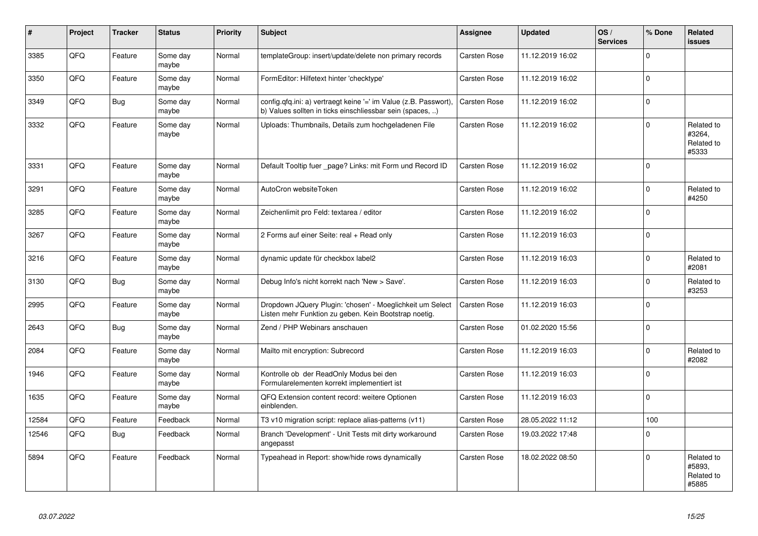| # | Project | Tracker | Status | Priority | Subject | Assignee | Updated | OS / Services | % Done | Related issues |
|---|---|---|---|---|---|---|---|---|---|---|
| 3385 | QFQ | Feature | Some day maybe | Normal | templateGroup: insert/update/delete non primary records | Carsten Rose | 11.12.2019 16:02 | | 0 | |
| 3350 | QFQ | Feature | Some day maybe | Normal | FormEditor: Hilfetext hinter 'checktype' | Carsten Rose | 11.12.2019 16:02 | | 0 | |
| 3349 | QFQ | Bug | Some day maybe | Normal | config.qfq.ini: a) vertraegt keine '=' im Value (z.B. Passwort), b) Values sollten in ticks einschliessbar sein (spaces, ..) | Carsten Rose | 11.12.2019 16:02 | | 0 | |
| 3332 | QFQ | Feature | Some day maybe | Normal | Uploads: Thumbnails, Details zum hochgeladenen File | Carsten Rose | 11.12.2019 16:02 | | 0 | Related to #3264, Related to #5333 |
| 3331 | QFQ | Feature | Some day maybe | Normal | Default Tooltip fuer _page? Links: mit Form und Record ID | Carsten Rose | 11.12.2019 16:02 | | 0 | |
| 3291 | QFQ | Feature | Some day maybe | Normal | AutoCron websiteToken | Carsten Rose | 11.12.2019 16:02 | | 0 | Related to #4250 |
| 3285 | QFQ | Feature | Some day maybe | Normal | Zeichenlimit pro Feld: textarea / editor | Carsten Rose | 11.12.2019 16:02 | | 0 | |
| 3267 | QFQ | Feature | Some day maybe | Normal | 2 Forms auf einer Seite: real + Read only | Carsten Rose | 11.12.2019 16:03 | | 0 | |
| 3216 | QFQ | Feature | Some day maybe | Normal | dynamic update für checkbox label2 | Carsten Rose | 11.12.2019 16:03 | | 0 | Related to #2081 |
| 3130 | QFQ | Bug | Some day maybe | Normal | Debug Info's nicht korrekt nach 'New > Save'. | Carsten Rose | 11.12.2019 16:03 | | 0 | Related to #3253 |
| 2995 | QFQ | Feature | Some day maybe | Normal | Dropdown JQuery Plugin: 'chosen' - Moeglichkeit um Select Listen mehr Funktion zu geben. Kein Bootstrap noetig. | Carsten Rose | 11.12.2019 16:03 | | 0 | |
| 2643 | QFQ | Bug | Some day maybe | Normal | Zend / PHP Webinars anschauen | Carsten Rose | 01.02.2020 15:56 | | 0 | |
| 2084 | QFQ | Feature | Some day maybe | Normal | Mailto mit encryption: Subrecord | Carsten Rose | 11.12.2019 16:03 | | 0 | Related to #2082 |
| 1946 | QFQ | Feature | Some day maybe | Normal | Kontrolle ob der ReadOnly Modus bei den Formularelementen korrekt implementiert ist | Carsten Rose | 11.12.2019 16:03 | | 0 | |
| 1635 | QFQ | Feature | Some day maybe | Normal | QFQ Extension content record: weitere Optionen einblenden. | Carsten Rose | 11.12.2019 16:03 | | 0 | |
| 12584 | QFQ | Feature | Feedback | Normal | T3 v10 migration script: replace alias-patterns (v11) | Carsten Rose | 28.05.2022 11:12 | | 100 | |
| 12546 | QFQ | Bug | Feedback | Normal | Branch 'Development' - Unit Tests mit dirty workaround angepasst | Carsten Rose | 19.03.2022 17:48 | | 0 | |
| 5894 | QFQ | Feature | Feedback | Normal | Typeahead in Report: show/hide rows dynamically | Carsten Rose | 18.02.2022 08:50 | | 0 | Related to #5893, Related to #5885 |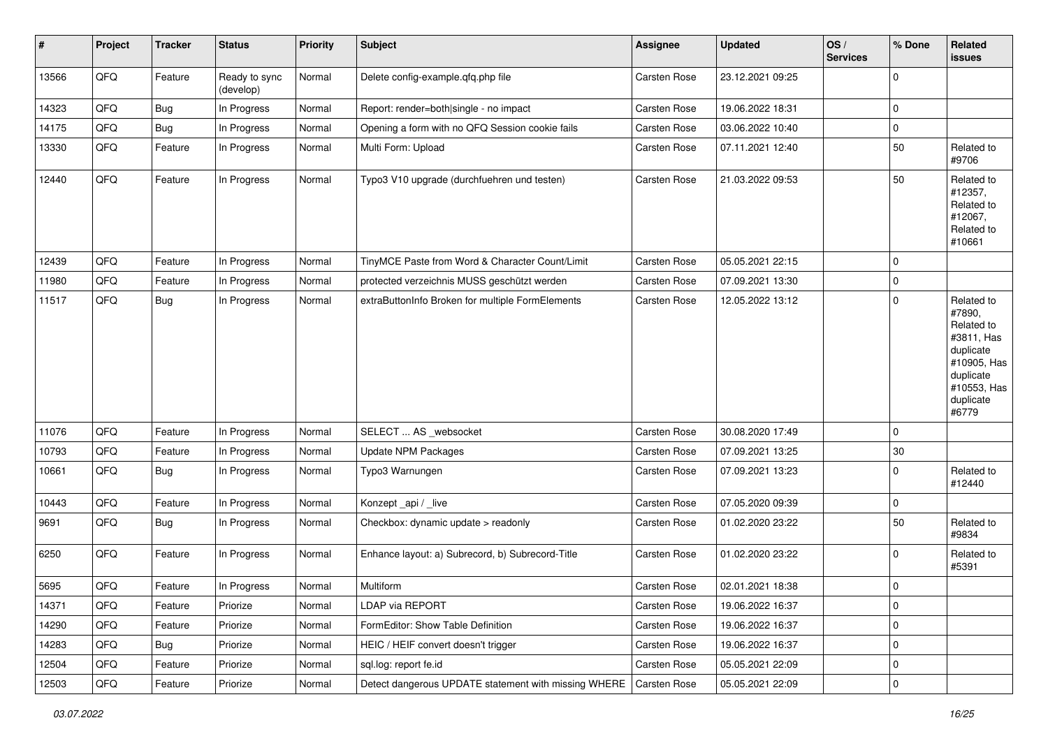| # | Project | Tracker | Status | Priority | Subject | Assignee | Updated | OS / Services | % Done | Related issues |
|---|---|---|---|---|---|---|---|---|---|---|
| 13566 | QFQ | Feature | Ready to sync (develop) | Normal | Delete config-example.qfq.php file | Carsten Rose | 23.12.2021 09:25 | | 0 | |
| 14323 | QFQ | Bug | In Progress | Normal | Report: render=both\|single - no impact | Carsten Rose | 19.06.2022 18:31 | | 0 | |
| 14175 | QFQ | Bug | In Progress | Normal | Opening a form with no QFQ Session cookie fails | Carsten Rose | 03.06.2022 10:40 | | 0 | |
| 13330 | QFQ | Feature | In Progress | Normal | Multi Form: Upload | Carsten Rose | 07.11.2021 12:40 | | 50 | Related to #9706 |
| 12440 | QFQ | Feature | In Progress | Normal | Typo3 V10 upgrade (durchfuehren und testen) | Carsten Rose | 21.03.2022 09:53 | | 50 | Related to #12357, Related to #12067, Related to #10661 |
| 12439 | QFQ | Feature | In Progress | Normal | TinyMCE Paste from Word & Character Count/Limit | Carsten Rose | 05.05.2021 22:15 | | 0 | |
| 11980 | QFQ | Feature | In Progress | Normal | protected verzeichnis MUSS geschützt werden | Carsten Rose | 07.09.2021 13:30 | | 0 | |
| 11517 | QFQ | Bug | In Progress | Normal | extraButtonInfo Broken for multiple FormElements | Carsten Rose | 12.05.2022 13:12 | | 0 | Related to #7890, Related to #3811, Has duplicate #10905, Has duplicate #10553, Has duplicate #6779 |
| 11076 | QFQ | Feature | In Progress | Normal | SELECT ... AS _websocket | Carsten Rose | 30.08.2020 17:49 | | 0 | |
| 10793 | QFQ | Feature | In Progress | Normal | Update NPM Packages | Carsten Rose | 07.09.2021 13:25 | | 30 | |
| 10661 | QFQ | Bug | In Progress | Normal | Typo3 Warnungen | Carsten Rose | 07.09.2021 13:23 | | 0 | Related to #12440 |
| 10443 | QFQ | Feature | In Progress | Normal | Konzept _api / _live | Carsten Rose | 07.05.2020 09:39 | | 0 | |
| 9691 | QFQ | Bug | In Progress | Normal | Checkbox: dynamic update > readonly | Carsten Rose | 01.02.2020 23:22 | | 50 | Related to #9834 |
| 6250 | QFQ | Feature | In Progress | Normal | Enhance layout: a) Subrecord, b) Subrecord-Title | Carsten Rose | 01.02.2020 23:22 | | 0 | Related to #5391 |
| 5695 | QFQ | Feature | In Progress | Normal | Multiform | Carsten Rose | 02.01.2021 18:38 | | 0 | |
| 14371 | QFQ | Feature | Priorize | Normal | LDAP via REPORT | Carsten Rose | 19.06.2022 16:37 | | 0 | |
| 14290 | QFQ | Feature | Priorize | Normal | FormEditor: Show Table Definition | Carsten Rose | 19.06.2022 16:37 | | 0 | |
| 14283 | QFQ | Bug | Priorize | Normal | HEIC / HEIF convert doesn't trigger | Carsten Rose | 19.06.2022 16:37 | | 0 | |
| 12504 | QFQ | Feature | Priorize | Normal | sql.log: report fe.id | Carsten Rose | 05.05.2021 22:09 | | 0 | |
| 12503 | QFQ | Feature | Priorize | Normal | Detect dangerous UPDATE statement with missing WHERE | Carsten Rose | 05.05.2021 22:09 | | 0 | |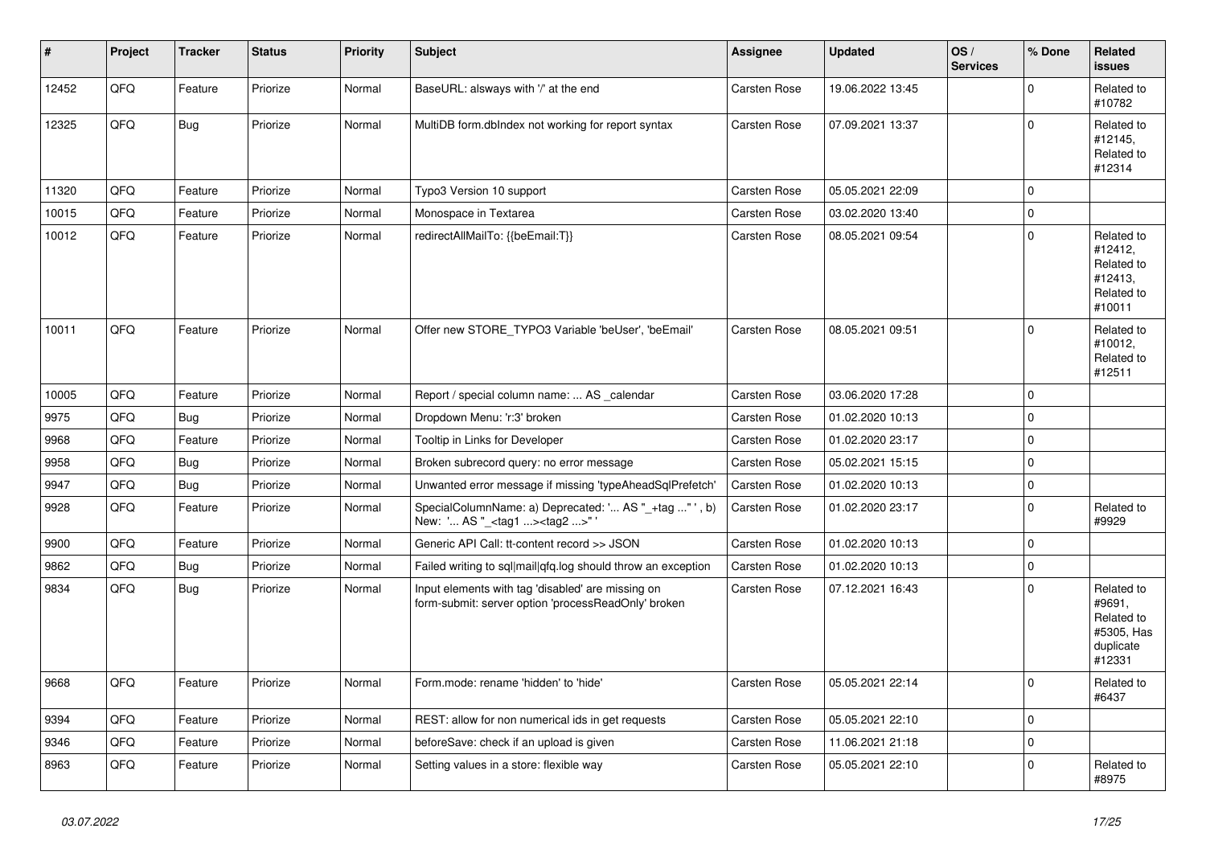| # | Project | Tracker | Status | Priority | Subject | Assignee | Updated | OS / Services | % Done | Related issues |
|---|---|---|---|---|---|---|---|---|---|---|
| 12452 | QFQ | Feature | Priorize | Normal | BaseURL: alsways with '/' at the end | Carsten Rose | 19.06.2022 13:45 | | 0 | Related to #10782 |
| 12325 | QFQ | Bug | Priorize | Normal | MultiDB form.dbIndex not working for report syntax | Carsten Rose | 07.09.2021 13:37 | | 0 | Related to #12145, Related to #12314 |
| 11320 | QFQ | Feature | Priorize | Normal | Typo3 Version 10 support | Carsten Rose | 05.05.2021 22:09 | | 0 | |
| 10015 | QFQ | Feature | Priorize | Normal | Monospace in Textarea | Carsten Rose | 03.02.2020 13:40 | | 0 | |
| 10012 | QFQ | Feature | Priorize | Normal | redirectAllMailTo: {{beEmail:T}} | Carsten Rose | 08.05.2021 09:54 | | 0 | Related to #12412, Related to #12413, Related to #10011 |
| 10011 | QFQ | Feature | Priorize | Normal | Offer new STORE_TYPO3 Variable 'beUser', 'beEmail' | Carsten Rose | 08.05.2021 09:51 | | 0 | Related to #10012, Related to #12511 |
| 10005 | QFQ | Feature | Priorize | Normal | Report / special column name: ... AS _calendar | Carsten Rose | 03.06.2020 17:28 | | 0 | |
| 9975 | QFQ | Bug | Priorize | Normal | Dropdown Menu: 'r:3' broken | Carsten Rose | 01.02.2020 10:13 | | 0 | |
| 9968 | QFQ | Feature | Priorize | Normal | Tooltip in Links for Developer | Carsten Rose | 01.02.2020 23:17 | | 0 | |
| 9958 | QFQ | Bug | Priorize | Normal | Broken subrecord query: no error message | Carsten Rose | 05.02.2021 15:15 | | 0 | |
| 9947 | QFQ | Bug | Priorize | Normal | Unwanted error message if missing 'typeAheadSqlPrefetch' | Carsten Rose | 01.02.2020 10:13 | | 0 | |
| 9928 | QFQ | Feature | Priorize | Normal | SpecialColumnName: a) Deprecated: '... AS "_+tag ..." ', b) New: '... AS "_<tag1 ...><tag2 ...>" ' | Carsten Rose | 01.02.2020 23:17 | | 0 | Related to #9929 |
| 9900 | QFQ | Feature | Priorize | Normal | Generic API Call: tt-content record >> JSON | Carsten Rose | 01.02.2020 10:13 | | 0 | |
| 9862 | QFQ | Bug | Priorize | Normal | Failed writing to sql\|mail\|qfq.log should throw an exception | Carsten Rose | 01.02.2020 10:13 | | 0 | |
| 9834 | QFQ | Bug | Priorize | Normal | Input elements with tag 'disabled' are missing on form-submit: server option 'processReadOnly' broken | Carsten Rose | 07.12.2021 16:43 | | 0 | Related to #9691, Related to #5305, Has duplicate #12331 |
| 9668 | QFQ | Feature | Priorize | Normal | Form.mode: rename 'hidden' to 'hide' | Carsten Rose | 05.05.2021 22:14 | | 0 | Related to #6437 |
| 9394 | QFQ | Feature | Priorize | Normal | REST: allow for non numerical ids in get requests | Carsten Rose | 05.05.2021 22:10 | | 0 | |
| 9346 | QFQ | Feature | Priorize | Normal | beforeSave: check if an upload is given | Carsten Rose | 11.06.2021 21:18 | | 0 | |
| 8963 | QFQ | Feature | Priorize | Normal | Setting values in a store: flexible way | Carsten Rose | 05.05.2021 22:10 | | 0 | Related to #8975 |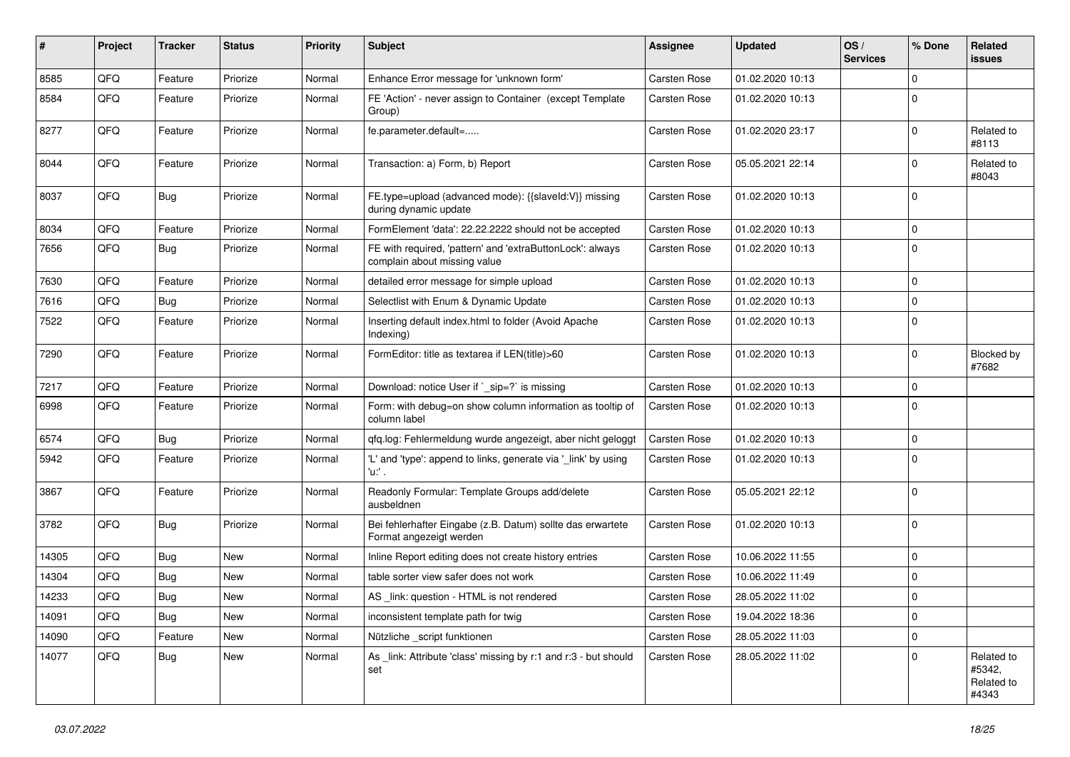| # | Project | Tracker | Status | Priority | Subject | Assignee | Updated | OS / Services | % Done | Related issues |
|---|---|---|---|---|---|---|---|---|---|---|
| 8585 | QFQ | Feature | Priorize | Normal | Enhance Error message for 'unknown form' | Carsten Rose | 01.02.2020 10:13 | | 0 | |
| 8584 | QFQ | Feature | Priorize | Normal | FE 'Action' - never assign to Container (except Template Group) | Carsten Rose | 01.02.2020 10:13 | | 0 | |
| 8277 | QFQ | Feature | Priorize | Normal | fe.parameter.default=..... | Carsten Rose | 01.02.2020 23:17 | | 0 | Related to #8113 |
| 8044 | QFQ | Feature | Priorize | Normal | Transaction: a) Form, b) Report | Carsten Rose | 05.05.2021 22:14 | | 0 | Related to #8043 |
| 8037 | QFQ | Bug | Priorize | Normal | FE.type=upload (advanced mode): {{slaveId:V}} missing during dynamic update | Carsten Rose | 01.02.2020 10:13 | | 0 | |
| 8034 | QFQ | Feature | Priorize | Normal | FormElement 'data': 22.22.2222 should not be accepted | Carsten Rose | 01.02.2020 10:13 | | 0 | |
| 7656 | QFQ | Bug | Priorize | Normal | FE with required, 'pattern' and 'extraButtonLock': always complain about missing value | Carsten Rose | 01.02.2020 10:13 | | 0 | |
| 7630 | QFQ | Feature | Priorize | Normal | detailed error message for simple upload | Carsten Rose | 01.02.2020 10:13 | | 0 | |
| 7616 | QFQ | Bug | Priorize | Normal | Selectlist with Enum & Dynamic Update | Carsten Rose | 01.02.2020 10:13 | | 0 | |
| 7522 | QFQ | Feature | Priorize | Normal | Inserting default index.html to folder (Avoid Apache Indexing) | Carsten Rose | 01.02.2020 10:13 | | 0 | |
| 7290 | QFQ | Feature | Priorize | Normal | FormEditor: title as textarea if LEN(title)>60 | Carsten Rose | 01.02.2020 10:13 | | 0 | Blocked by #7682 |
| 7217 | QFQ | Feature | Priorize | Normal | Download: notice User if `_sip=?` is missing | Carsten Rose | 01.02.2020 10:13 | | 0 | |
| 6998 | QFQ | Feature | Priorize | Normal | Form: with debug=on show column information as tooltip of column label | Carsten Rose | 01.02.2020 10:13 | | 0 | |
| 6574 | QFQ | Bug | Priorize | Normal | qfq.log: Fehlermeldung wurde angezeigt, aber nicht geloggt | Carsten Rose | 01.02.2020 10:13 | | 0 | |
| 5942 | QFQ | Feature | Priorize | Normal | 'L' and 'type': append to links, generate via '_link' by using 'u:' . | Carsten Rose | 01.02.2020 10:13 | | 0 | |
| 3867 | QFQ | Feature | Priorize | Normal | Readonly Formular: Template Groups add/delete ausbeldnen | Carsten Rose | 05.05.2021 22:12 | | 0 | |
| 3782 | QFQ | Bug | Priorize | Normal | Bei fehlerhafter Eingabe (z.B. Datum) sollte das erwartete Format angezeigt werden | Carsten Rose | 01.02.2020 10:13 | | 0 | |
| 14305 | QFQ | Bug | New | Normal | Inline Report editing does not create history entries | Carsten Rose | 10.06.2022 11:55 | | 0 | |
| 14304 | QFQ | Bug | New | Normal | table sorter view safer does not work | Carsten Rose | 10.06.2022 11:49 | | 0 | |
| 14233 | QFQ | Bug | New | Normal | AS _link: question - HTML is not rendered | Carsten Rose | 28.05.2022 11:02 | | 0 | |
| 14091 | QFQ | Bug | New | Normal | inconsistent template path for twig | Carsten Rose | 19.04.2022 18:36 | | 0 | |
| 14090 | QFQ | Feature | New | Normal | Nützliche _script funktionen | Carsten Rose | 28.05.2022 11:03 | | 0 | |
| 14077 | QFQ | Bug | New | Normal | As _link: Attribute 'class' missing by r:1 and r:3 - but should set | Carsten Rose | 28.05.2022 11:02 | | 0 | Related to #5342, Related to #4343 |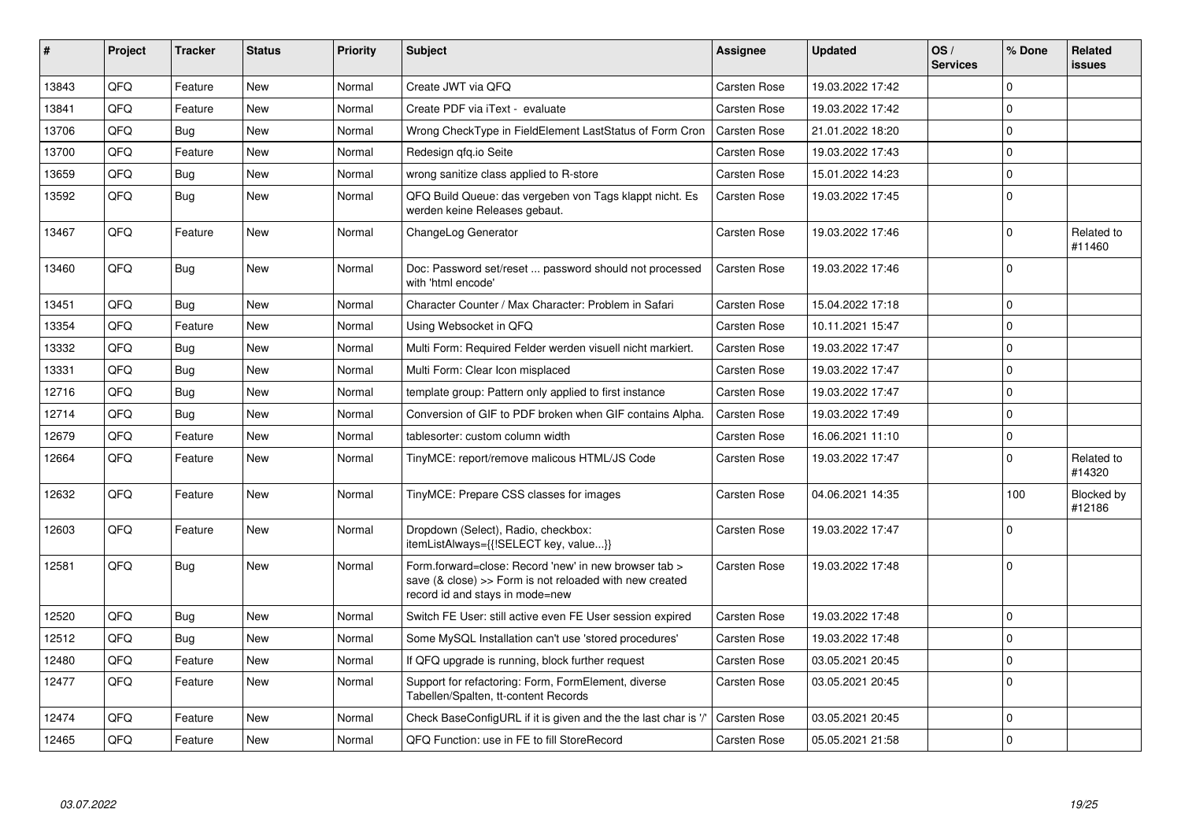| # | Project | Tracker | Status | Priority | Subject | Assignee | Updated | OS / Services | % Done | Related issues |
|---|---|---|---|---|---|---|---|---|---|---|
| 13843 | QFQ | Feature | New | Normal | Create JWT via QFQ | Carsten Rose | 19.03.2022 17:42 | | 0 | |
| 13841 | QFQ | Feature | New | Normal | Create PDF via iText - evaluate | Carsten Rose | 19.03.2022 17:42 | | 0 | |
| 13706 | QFQ | Bug | New | Normal | Wrong CheckType in FieldElement LastStatus of Form Cron | Carsten Rose | 21.01.2022 18:20 | | 0 | |
| 13700 | QFQ | Feature | New | Normal | Redesign qfq.io Seite | Carsten Rose | 19.03.2022 17:43 | | 0 | |
| 13659 | QFQ | Bug | New | Normal | wrong sanitize class applied to R-store | Carsten Rose | 15.01.2022 14:23 | | 0 | |
| 13592 | QFQ | Bug | New | Normal | QFQ Build Queue: das vergeben von Tags klappt nicht. Es werden keine Releases gebaut. | Carsten Rose | 19.03.2022 17:45 | | 0 | |
| 13467 | QFQ | Feature | New | Normal | ChangeLog Generator | Carsten Rose | 19.03.2022 17:46 | | 0 | Related to #11460 |
| 13460 | QFQ | Bug | New | Normal | Doc: Password set/reset ... password should not processed with 'html encode' | Carsten Rose | 19.03.2022 17:46 | | 0 | |
| 13451 | QFQ | Bug | New | Normal | Character Counter / Max Character: Problem in Safari | Carsten Rose | 15.04.2022 17:18 | | 0 | |
| 13354 | QFQ | Feature | New | Normal | Using Websocket in QFQ | Carsten Rose | 10.11.2021 15:47 | | 0 | |
| 13332 | QFQ | Bug | New | Normal | Multi Form: Required Felder werden visuell nicht markiert. | Carsten Rose | 19.03.2022 17:47 | | 0 | |
| 13331 | QFQ | Bug | New | Normal | Multi Form: Clear Icon misplaced | Carsten Rose | 19.03.2022 17:47 | | 0 | |
| 12716 | QFQ | Bug | New | Normal | template group: Pattern only applied to first instance | Carsten Rose | 19.03.2022 17:47 | | 0 | |
| 12714 | QFQ | Bug | New | Normal | Conversion of GIF to PDF broken when GIF contains Alpha. | Carsten Rose | 19.03.2022 17:49 | | 0 | |
| 12679 | QFQ | Feature | New | Normal | tablesorter: custom column width | Carsten Rose | 16.06.2021 11:10 | | 0 | |
| 12664 | QFQ | Feature | New | Normal | TinyMCE: report/remove malicous HTML/JS Code | Carsten Rose | 19.03.2022 17:47 | | 0 | Related to #14320 |
| 12632 | QFQ | Feature | New | Normal | TinyMCE: Prepare CSS classes for images | Carsten Rose | 04.06.2021 14:35 | | 100 | Blocked by #12186 |
| 12603 | QFQ | Feature | New | Normal | Dropdown (Select), Radio, checkbox: itemListAlways={{!SELECT key, value...}} | Carsten Rose | 19.03.2022 17:47 | | 0 | |
| 12581 | QFQ | Bug | New | Normal | Form.forward=close: Record 'new' in new browser tab > save (& close) >> Form is not reloaded with new created record id and stays in mode=new | Carsten Rose | 19.03.2022 17:48 | | 0 | |
| 12520 | QFQ | Bug | New | Normal | Switch FE User: still active even FE User session expired | Carsten Rose | 19.03.2022 17:48 | | 0 | |
| 12512 | QFQ | Bug | New | Normal | Some MySQL Installation can't use 'stored procedures' | Carsten Rose | 19.03.2022 17:48 | | 0 | |
| 12480 | QFQ | Feature | New | Normal | If QFQ upgrade is running, block further request | Carsten Rose | 03.05.2021 20:45 | | 0 | |
| 12477 | QFQ | Feature | New | Normal | Support for refactoring: Form, FormElement, diverse Tabellen/Spalten, tt-content Records | Carsten Rose | 03.05.2021 20:45 | | 0 | |
| 12474 | QFQ | Feature | New | Normal | Check BaseConfigURL if it is given and the the last char is '/' | Carsten Rose | 03.05.2021 20:45 | | 0 | |
| 12465 | QFQ | Feature | New | Normal | QFQ Function: use in FE to fill StoreRecord | Carsten Rose | 05.05.2021 21:58 | | 0 | |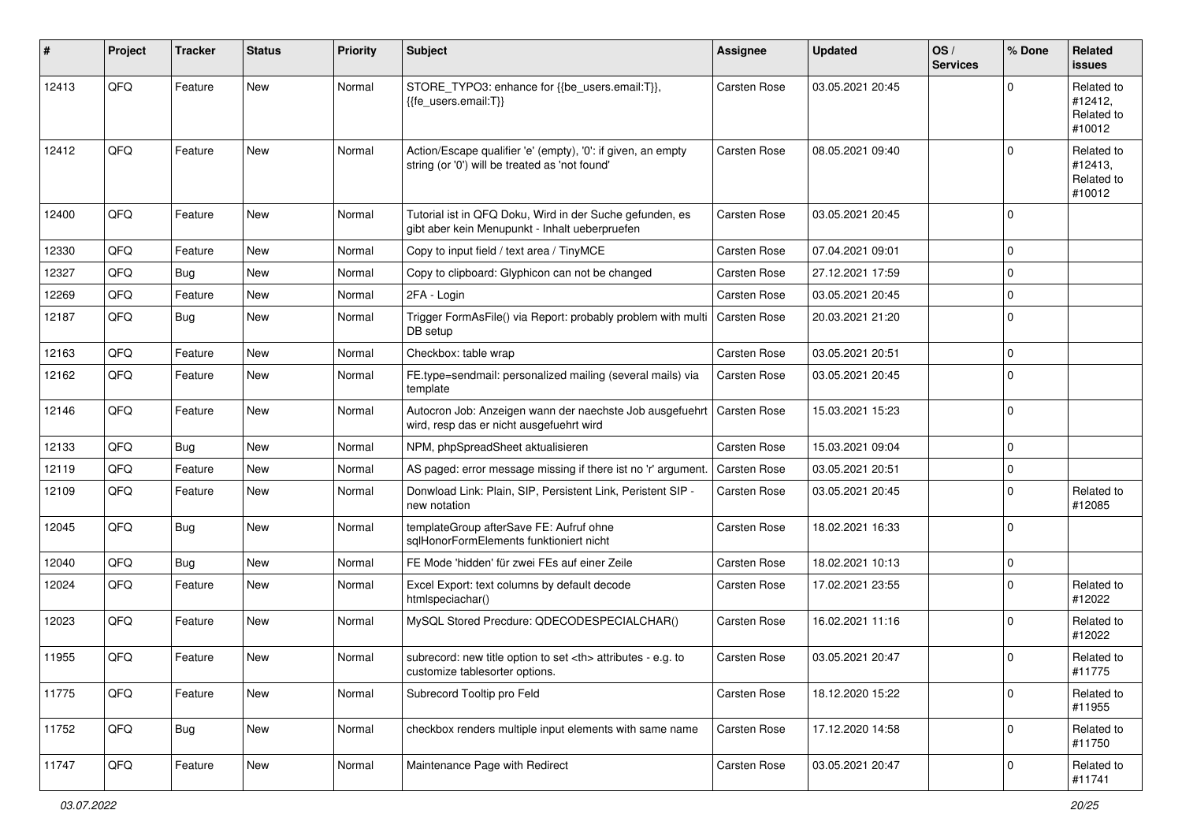| # | Project | Tracker | Status | Priority | Subject | Assignee | Updated | OS / Services | % Done | Related issues |
|---|---|---|---|---|---|---|---|---|---|---|
| 12413 | QFQ | Feature | New | Normal | STORE_TYPO3: enhance for {{be_users.email:T}}, {{fe_users.email:T}} | Carsten Rose | 03.05.2021 20:45 | | 0 | Related to #12412, Related to #10012 |
| 12412 | QFQ | Feature | New | Normal | Action/Escape qualifier 'e' (empty), '0': if given, an empty string (or '0') will be treated as 'not found' | Carsten Rose | 08.05.2021 09:40 | | 0 | Related to #12413, Related to #10012 |
| 12400 | QFQ | Feature | New | Normal | Tutorial ist in QFQ Doku, Wird in der Suche gefunden, es gibt aber kein Menupunkt - Inhalt ueberpruefen | Carsten Rose | 03.05.2021 20:45 | | 0 | |
| 12330 | QFQ | Feature | New | Normal | Copy to input field / text area / TinyMCE | Carsten Rose | 07.04.2021 09:01 | | 0 | |
| 12327 | QFQ | Bug | New | Normal | Copy to clipboard: Glyphicon can not be changed | Carsten Rose | 27.12.2021 17:59 | | 0 | |
| 12269 | QFQ | Feature | New | Normal | 2FA - Login | Carsten Rose | 03.05.2021 20:45 | | 0 | |
| 12187 | QFQ | Bug | New | Normal | Trigger FormAsFile() via Report: probably problem with multi DB setup | Carsten Rose | 20.03.2021 21:20 | | 0 | |
| 12163 | QFQ | Feature | New | Normal | Checkbox: table wrap | Carsten Rose | 03.05.2021 20:51 | | 0 | |
| 12162 | QFQ | Feature | New | Normal | FE.type=sendmail: personalized mailing (several mails) via template | Carsten Rose | 03.05.2021 20:45 | | 0 | |
| 12146 | QFQ | Feature | New | Normal | Autocron Job: Anzeigen wann der naechste Job ausgefuehrt wird, resp das er nicht ausgefuehrt wird | Carsten Rose | 15.03.2021 15:23 | | 0 | |
| 12133 | QFQ | Bug | New | Normal | NPM, phpSpreadSheet aktualisieren | Carsten Rose | 15.03.2021 09:04 | | 0 | |
| 12119 | QFQ | Feature | New | Normal | AS paged: error message missing if there ist no 'r' argument. | Carsten Rose | 03.05.2021 20:51 | | 0 | |
| 12109 | QFQ | Feature | New | Normal | Donwload Link: Plain, SIP, Persistent Link, Peristent SIP - new notation | Carsten Rose | 03.05.2021 20:45 | | 0 | Related to #12085 |
| 12045 | QFQ | Bug | New | Normal | templateGroup afterSave FE: Aufruf ohne sqlHonorFormElements funktioniert nicht | Carsten Rose | 18.02.2021 16:33 | | 0 | |
| 12040 | QFQ | Bug | New | Normal | FE Mode 'hidden' für zwei FEs auf einer Zeile | Carsten Rose | 18.02.2021 10:13 | | 0 | |
| 12024 | QFQ | Feature | New | Normal | Excel Export: text columns by default decode htmlspeciachar() | Carsten Rose | 17.02.2021 23:55 | | 0 | Related to #12022 |
| 12023 | QFQ | Feature | New | Normal | MySQL Stored Precdure: QDECODESPECIALCHAR() | Carsten Rose | 16.02.2021 11:16 | | 0 | Related to #12022 |
| 11955 | QFQ | Feature | New | Normal | subrecord: new title option to set <th> attributes - e.g. to customize tablesorter options. | Carsten Rose | 03.05.2021 20:47 | | 0 | Related to #11775 |
| 11775 | QFQ | Feature | New | Normal | Subrecord Tooltip pro Feld | Carsten Rose | 18.12.2020 15:22 | | 0 | Related to #11955 |
| 11752 | QFQ | Bug | New | Normal | checkbox renders multiple input elements with same name | Carsten Rose | 17.12.2020 14:58 | | 0 | Related to #11750 |
| 11747 | QFQ | Feature | New | Normal | Maintenance Page with Redirect | Carsten Rose | 03.05.2021 20:47 | | 0 | Related to #11741 |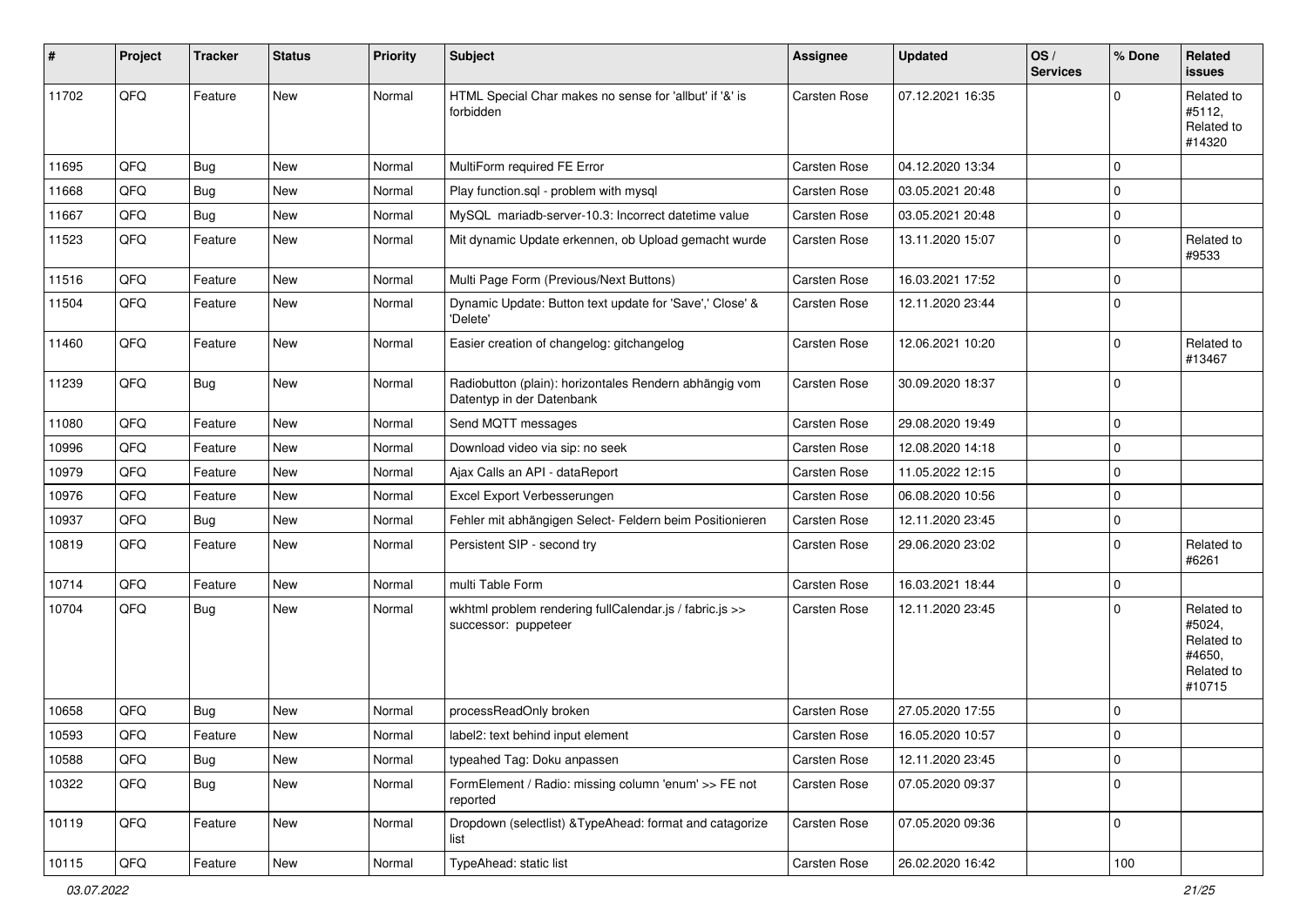| # | Project | Tracker | Status | Priority | Subject | Assignee | Updated | OS / Services | % Done | Related issues |
|---|---|---|---|---|---|---|---|---|---|---|
| 11702 | QFQ | Feature | New | Normal | HTML Special Char makes no sense for 'allbut' if '&' is forbidden | Carsten Rose | 07.12.2021 16:35 | | 0 | Related to #5112, Related to #14320 |
| 11695 | QFQ | Bug | New | Normal | MultiForm required FE Error | Carsten Rose | 04.12.2020 13:34 | | 0 | |
| 11668 | QFQ | Bug | New | Normal | Play function.sql - problem with mysql | Carsten Rose | 03.05.2021 20:48 | | 0 | |
| 11667 | QFQ | Bug | New | Normal | MySQL mariadb-server-10.3: Incorrect datetime value | Carsten Rose | 03.05.2021 20:48 | | 0 | |
| 11523 | QFQ | Feature | New | Normal | Mit dynamic Update erkennen, ob Upload gemacht wurde | Carsten Rose | 13.11.2020 15:07 | | 0 | Related to #9533 |
| 11516 | QFQ | Feature | New | Normal | Multi Page Form (Previous/Next Buttons) | Carsten Rose | 16.03.2021 17:52 | | 0 | |
| 11504 | QFQ | Feature | New | Normal | Dynamic Update: Button text update for 'Save',' Close' & 'Delete' | Carsten Rose | 12.11.2020 23:44 | | 0 | |
| 11460 | QFQ | Feature | New | Normal | Easier creation of changelog: gitchangelog | Carsten Rose | 12.06.2021 10:20 | | 0 | Related to #13467 |
| 11239 | QFQ | Bug | New | Normal | Radiobutton (plain): horizontales Rendern abhängig vom Datentyp in der Datenbank | Carsten Rose | 30.09.2020 18:37 | | 0 | |
| 11080 | QFQ | Feature | New | Normal | Send MQTT messages | Carsten Rose | 29.08.2020 19:49 | | 0 | |
| 10996 | QFQ | Feature | New | Normal | Download video via sip: no seek | Carsten Rose | 12.08.2020 14:18 | | 0 | |
| 10979 | QFQ | Feature | New | Normal | Ajax Calls an API - dataReport | Carsten Rose | 11.05.2022 12:15 | | 0 | |
| 10976 | QFQ | Feature | New | Normal | Excel Export Verbesserungen | Carsten Rose | 06.08.2020 10:56 | | 0 | |
| 10937 | QFQ | Bug | New | Normal | Fehler mit abhängigen Select- Feldern beim Positionieren | Carsten Rose | 12.11.2020 23:45 | | 0 | |
| 10819 | QFQ | Feature | New | Normal | Persistent SIP - second try | Carsten Rose | 29.06.2020 23:02 | | 0 | Related to #6261 |
| 10714 | QFQ | Feature | New | Normal | multi Table Form | Carsten Rose | 16.03.2021 18:44 | | 0 | |
| 10704 | QFQ | Bug | New | Normal | wkhtml problem rendering fullCalendar.js / fabric.js >> successor: puppeteer | Carsten Rose | 12.11.2020 23:45 | | 0 | Related to #5024, Related to #4650, Related to #10715 |
| 10658 | QFQ | Bug | New | Normal | processReadOnly broken | Carsten Rose | 27.05.2020 17:55 | | 0 | |
| 10593 | QFQ | Feature | New | Normal | label2: text behind input element | Carsten Rose | 16.05.2020 10:57 | | 0 | |
| 10588 | QFQ | Bug | New | Normal | typeahed Tag: Doku anpassen | Carsten Rose | 12.11.2020 23:45 | | 0 | |
| 10322 | QFQ | Bug | New | Normal | FormElement / Radio: missing column 'enum' >> FE not reported | Carsten Rose | 07.05.2020 09:37 | | 0 | |
| 10119 | QFQ | Feature | New | Normal | Dropdown (selectlist) &TypeAhead: format and catagorize list | Carsten Rose | 07.05.2020 09:36 | | 0 | |
| 10115 | QFQ | Feature | New | Normal | TypeAhead: static list | Carsten Rose | 26.02.2020 16:42 | | 100 | |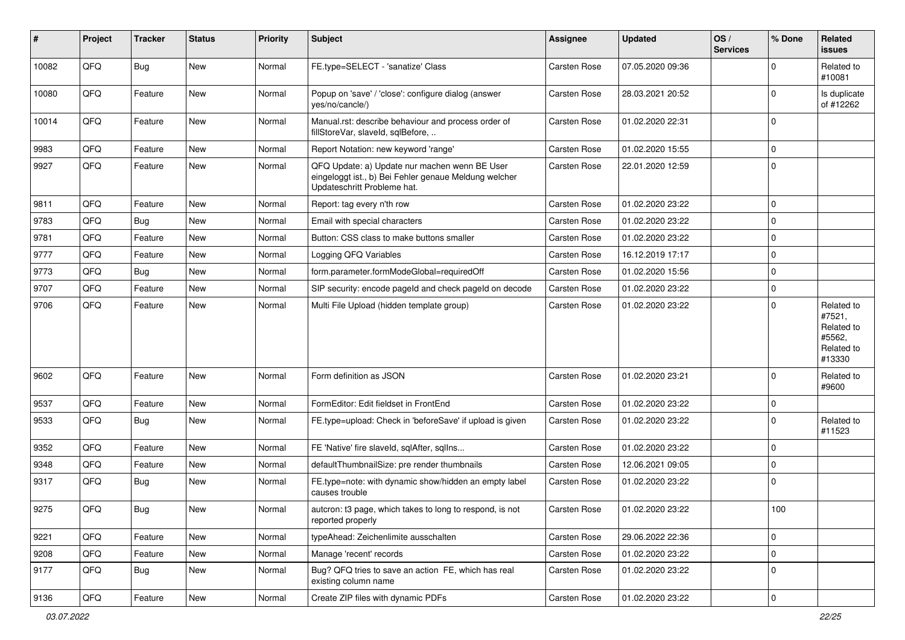| # | Project | Tracker | Status | Priority | Subject | Assignee | Updated | OS / Services | % Done | Related issues |
|---|---|---|---|---|---|---|---|---|---|---|
| 10082 | QFQ | Bug | New | Normal | FE.type=SELECT - 'sanatize' Class | Carsten Rose | 07.05.2020 09:36 | | 0 | Related to #10081 |
| 10080 | QFQ | Feature | New | Normal | Popup on 'save' / 'close': configure dialog (answer yes/no/cancle/) | Carsten Rose | 28.03.2021 20:52 | | 0 | Is duplicate of #12262 |
| 10014 | QFQ | Feature | New | Normal | Manual.rst: describe behaviour and process order of fillStoreVar, slaveId, sqlBefore, .. | Carsten Rose | 01.02.2020 22:31 | | 0 | |
| 9983 | QFQ | Feature | New | Normal | Report Notation: new keyword 'range' | Carsten Rose | 01.02.2020 15:55 | | 0 | |
| 9927 | QFQ | Feature | New | Normal | QFQ Update: a) Update nur machen wenn BE User eingeloggt ist., b) Bei Fehler genaue Meldung welcher Updateschritt Probleme hat. | Carsten Rose | 22.01.2020 12:59 | | 0 | |
| 9811 | QFQ | Feature | New | Normal | Report: tag every n'th row | Carsten Rose | 01.02.2020 23:22 | | 0 | |
| 9783 | QFQ | Bug | New | Normal | Email with special characters | Carsten Rose | 01.02.2020 23:22 | | 0 | |
| 9781 | QFQ | Feature | New | Normal | Button: CSS class to make buttons smaller | Carsten Rose | 01.02.2020 23:22 | | 0 | |
| 9777 | QFQ | Feature | New | Normal | Logging QFQ Variables | Carsten Rose | 16.12.2019 17:17 | | 0 | |
| 9773 | QFQ | Bug | New | Normal | form.parameter.formModeGlobal=requiredOff | Carsten Rose | 01.02.2020 15:56 | | 0 | |
| 9707 | QFQ | Feature | New | Normal | SIP security: encode pageId and check pageId on decode | Carsten Rose | 01.02.2020 23:22 | | 0 | |
| 9706 | QFQ | Feature | New | Normal | Multi File Upload (hidden template group) | Carsten Rose | 01.02.2020 23:22 | | 0 | Related to #7521, Related to #5562, Related to #13330 |
| 9602 | QFQ | Feature | New | Normal | Form definition as JSON | Carsten Rose | 01.02.2020 23:21 | | 0 | Related to #9600 |
| 9537 | QFQ | Feature | New | Normal | FormEditor: Edit fieldset in FrontEnd | Carsten Rose | 01.02.2020 23:22 | | 0 | |
| 9533 | QFQ | Bug | New | Normal | FE.type=upload: Check in 'beforeSave' if upload is given | Carsten Rose | 01.02.2020 23:22 | | 0 | Related to #11523 |
| 9352 | QFQ | Feature | New | Normal | FE 'Native' fire slaveId, sqlAfter, sqlIns... | Carsten Rose | 01.02.2020 23:22 | | 0 | |
| 9348 | QFQ | Feature | New | Normal | defaultThumbnailSize: pre render thumbnails | Carsten Rose | 12.06.2021 09:05 | | 0 | |
| 9317 | QFQ | Bug | New | Normal | FE.type=note: with dynamic show/hidden an empty label causes trouble | Carsten Rose | 01.02.2020 23:22 | | 0 | |
| 9275 | QFQ | Bug | New | Normal | autcron: t3 page, which takes to long to respond, is not reported properly | Carsten Rose | 01.02.2020 23:22 | | 100 | |
| 9221 | QFQ | Feature | New | Normal | typeAhead: Zeichenlimite ausschalten | Carsten Rose | 29.06.2022 22:36 | | 0 | |
| 9208 | QFQ | Feature | New | Normal | Manage 'recent' records | Carsten Rose | 01.02.2020 23:22 | | 0 | |
| 9177 | QFQ | Bug | New | Normal | Bug? QFQ tries to save an action FE, which has real existing column name | Carsten Rose | 01.02.2020 23:22 | | 0 | |
| 9136 | QFQ | Feature | New | Normal | Create ZIP files with dynamic PDFs | Carsten Rose | 01.02.2020 23:22 | | 0 | |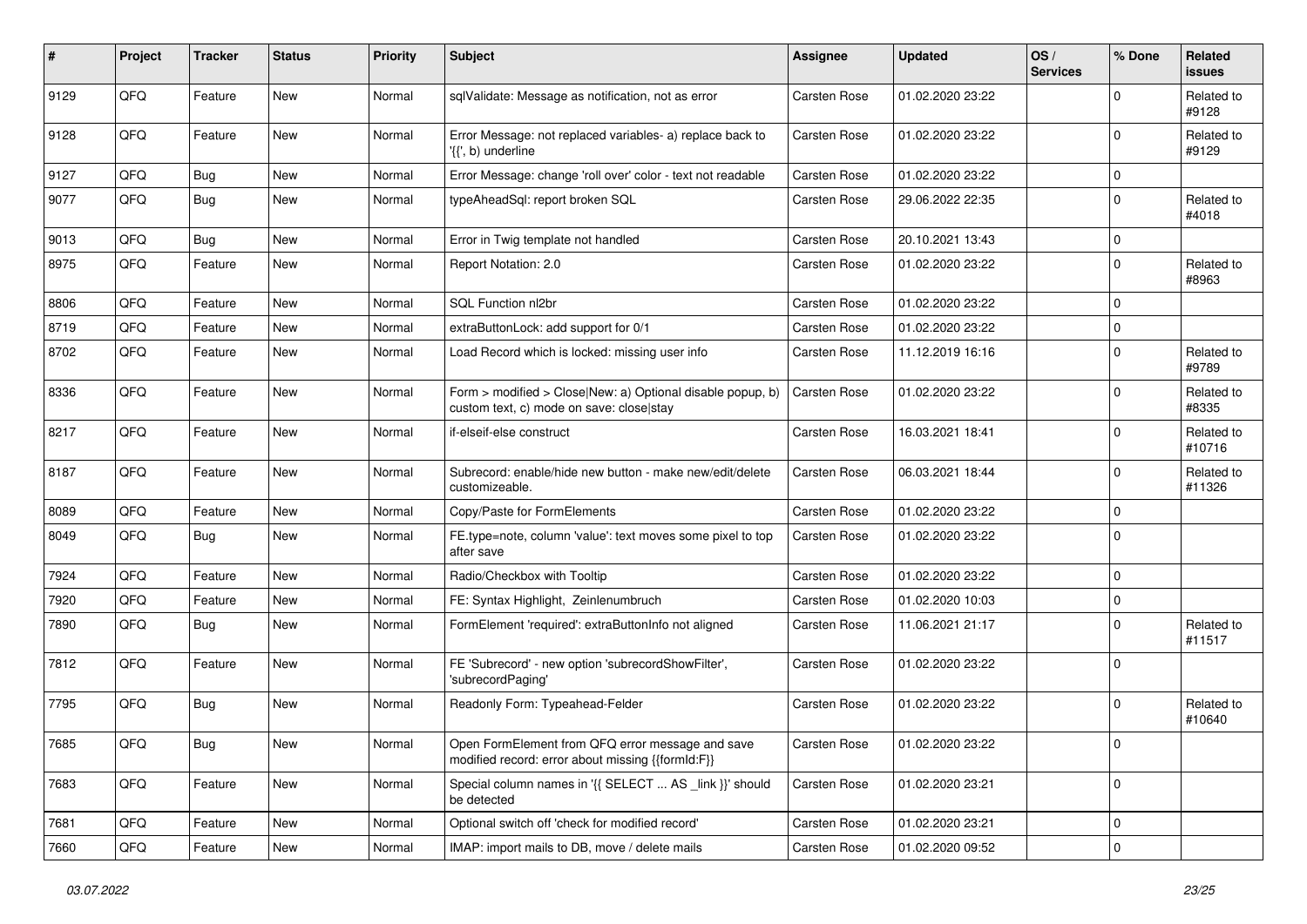| # | Project | Tracker | Status | Priority | Subject | Assignee | Updated | OS / Services | % Done | Related issues |
|---|---|---|---|---|---|---|---|---|---|---|
| 9129 | QFQ | Feature | New | Normal | sqlValidate: Message as notification, not as error | Carsten Rose | 01.02.2020 23:22 | | 0 | Related to #9128 |
| 9128 | QFQ | Feature | New | Normal | Error Message: not replaced variables- a) replace back to '{{', b) underline | Carsten Rose | 01.02.2020 23:22 | | 0 | Related to #9129 |
| 9127 | QFQ | Bug | New | Normal | Error Message: change 'roll over' color - text not readable | Carsten Rose | 01.02.2020 23:22 | | 0 | |
| 9077 | QFQ | Bug | New | Normal | typeAheadSql: report broken SQL | Carsten Rose | 29.06.2022 22:35 | | 0 | Related to #4018 |
| 9013 | QFQ | Bug | New | Normal | Error in Twig template not handled | Carsten Rose | 20.10.2021 13:43 | | 0 | |
| 8975 | QFQ | Feature | New | Normal | Report Notation: 2.0 | Carsten Rose | 01.02.2020 23:22 | | 0 | Related to #8963 |
| 8806 | QFQ | Feature | New | Normal | SQL Function nl2br | Carsten Rose | 01.02.2020 23:22 | | 0 | |
| 8719 | QFQ | Feature | New | Normal | extraButtonLock: add support for 0/1 | Carsten Rose | 01.02.2020 23:22 | | 0 | |
| 8702 | QFQ | Feature | New | Normal | Load Record which is locked: missing user info | Carsten Rose | 11.12.2019 16:16 | | 0 | Related to #9789 |
| 8336 | QFQ | Feature | New | Normal | Form > modified > Close\|New: a) Optional disable popup, b) custom text, c) mode on save: close\|stay | Carsten Rose | 01.02.2020 23:22 | | 0 | Related to #8335 |
| 8217 | QFQ | Feature | New | Normal | if-elseif-else construct | Carsten Rose | 16.03.2021 18:41 | | 0 | Related to #10716 |
| 8187 | QFQ | Feature | New | Normal | Subrecord: enable/hide new button - make new/edit/delete customizeable. | Carsten Rose | 06.03.2021 18:44 | | 0 | Related to #11326 |
| 8089 | QFQ | Feature | New | Normal | Copy/Paste for FormElements | Carsten Rose | 01.02.2020 23:22 | | 0 | |
| 8049 | QFQ | Bug | New | Normal | FE.type=note, column 'value': text moves some pixel to top after save | Carsten Rose | 01.02.2020 23:22 | | 0 | |
| 7924 | QFQ | Feature | New | Normal | Radio/Checkbox with Tooltip | Carsten Rose | 01.02.2020 23:22 | | 0 | |
| 7920 | QFQ | Feature | New | Normal | FE: Syntax Highlight, Zeinlenumbruch | Carsten Rose | 01.02.2020 10:03 | | 0 | |
| 7890 | QFQ | Bug | New | Normal | FormElement 'required': extraButtonInfo not aligned | Carsten Rose | 11.06.2021 21:17 | | 0 | Related to #11517 |
| 7812 | QFQ | Feature | New | Normal | FE 'Subrecord' - new option 'subrecordShowFilter', 'subrecordPaging' | Carsten Rose | 01.02.2020 23:22 | | 0 | |
| 7795 | QFQ | Bug | New | Normal | Readonly Form: Typeahead-Felder | Carsten Rose | 01.02.2020 23:22 | | 0 | Related to #10640 |
| 7685 | QFQ | Bug | New | Normal | Open FormElement from QFQ error message and save modified record: error about missing {{formId:F}} | Carsten Rose | 01.02.2020 23:22 | | 0 | |
| 7683 | QFQ | Feature | New | Normal | Special column names in '{{ SELECT ... AS _link }}' should be detected | Carsten Rose | 01.02.2020 23:21 | | 0 | |
| 7681 | QFQ | Feature | New | Normal | Optional switch off 'check for modified record' | Carsten Rose | 01.02.2020 23:21 | | 0 | |
| 7660 | QFQ | Feature | New | Normal | IMAP: import mails to DB, move / delete mails | Carsten Rose | 01.02.2020 09:52 | | 0 | |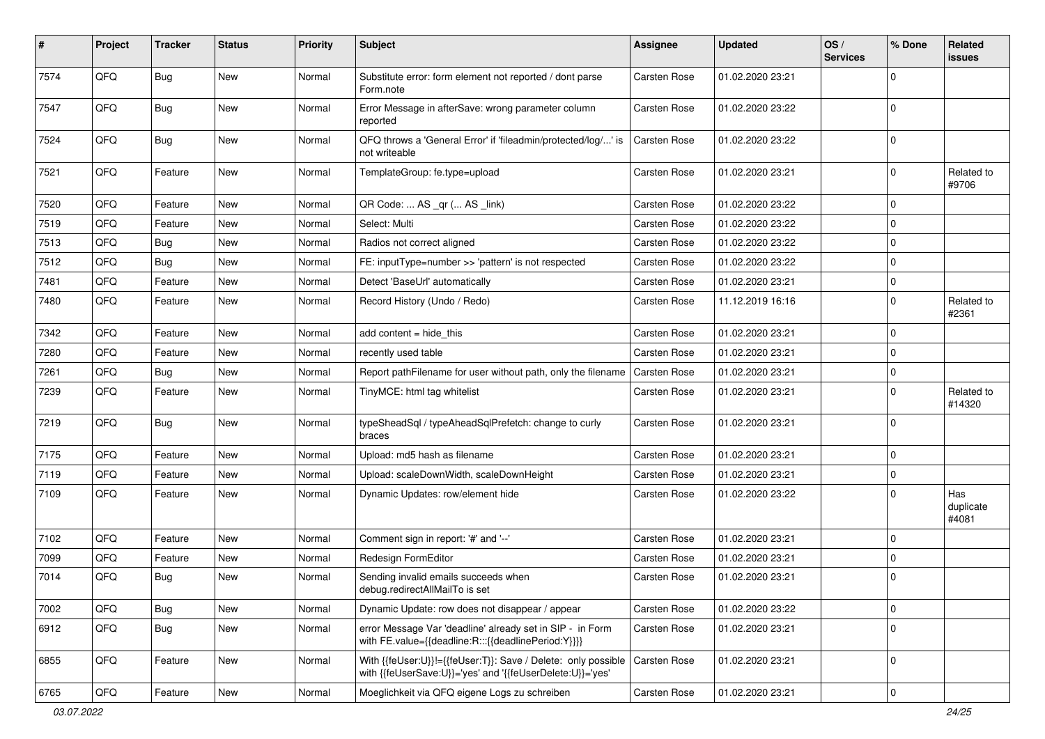| # | Project | Tracker | Status | Priority | Subject | Assignee | Updated | OS / Services | % Done | Related issues |
|---|---|---|---|---|---|---|---|---|---|---|
| 7574 | QFQ | Bug | New | Normal | Substitute error: form element not reported / dont parse Form.note | Carsten Rose | 01.02.2020 23:21 | | 0 | |
| 7547 | QFQ | Bug | New | Normal | Error Message in afterSave: wrong parameter column reported | Carsten Rose | 01.02.2020 23:22 | | 0 | |
| 7524 | QFQ | Bug | New | Normal | QFQ throws a 'General Error' if 'fileadmin/protected/log/...' is not writeable | Carsten Rose | 01.02.2020 23:22 | | 0 | |
| 7521 | QFQ | Feature | New | Normal | TemplateGroup: fe.type=upload | Carsten Rose | 01.02.2020 23:21 | | 0 | Related to #9706 |
| 7520 | QFQ | Feature | New | Normal | QR Code: ... AS _qr (... AS _link) | Carsten Rose | 01.02.2020 23:22 | | 0 | |
| 7519 | QFQ | Feature | New | Normal | Select: Multi | Carsten Rose | 01.02.2020 23:22 | | 0 | |
| 7513 | QFQ | Bug | New | Normal | Radios not correct aligned | Carsten Rose | 01.02.2020 23:22 | | 0 | |
| 7512 | QFQ | Bug | New | Normal | FE: inputType=number >> 'pattern' is not respected | Carsten Rose | 01.02.2020 23:22 | | 0 | |
| 7481 | QFQ | Feature | New | Normal | Detect 'BaseUrl' automatically | Carsten Rose | 01.02.2020 23:21 | | 0 | |
| 7480 | QFQ | Feature | New | Normal | Record History (Undo / Redo) | Carsten Rose | 11.12.2019 16:16 | | 0 | Related to #2361 |
| 7342 | QFQ | Feature | New | Normal | add content = hide_this | Carsten Rose | 01.02.2020 23:21 | | 0 | |
| 7280 | QFQ | Feature | New | Normal | recently used table | Carsten Rose | 01.02.2020 23:21 | | 0 | |
| 7261 | QFQ | Bug | New | Normal | Report pathFilename for user without path, only the filename | Carsten Rose | 01.02.2020 23:21 | | 0 | |
| 7239 | QFQ | Feature | New | Normal | TinyMCE: html tag whitelist | Carsten Rose | 01.02.2020 23:21 | | 0 | Related to #14320 |
| 7219 | QFQ | Bug | New | Normal | typeSheadSql / typeAheadSqlPrefetch: change to curly braces | Carsten Rose | 01.02.2020 23:21 | | 0 | |
| 7175 | QFQ | Feature | New | Normal | Upload: md5 hash as filename | Carsten Rose | 01.02.2020 23:21 | | 0 | |
| 7119 | QFQ | Feature | New | Normal | Upload: scaleDownWidth, scaleDownHeight | Carsten Rose | 01.02.2020 23:21 | | 0 | |
| 7109 | QFQ | Feature | New | Normal | Dynamic Updates: row/element hide | Carsten Rose | 01.02.2020 23:22 | | 0 | Has duplicate #4081 |
| 7102 | QFQ | Feature | New | Normal | Comment sign in report: '#' and '--' | Carsten Rose | 01.02.2020 23:21 | | 0 | |
| 7099 | QFQ | Feature | New | Normal | Redesign FormEditor | Carsten Rose | 01.02.2020 23:21 | | 0 | |
| 7014 | QFQ | Bug | New | Normal | Sending invalid emails succeeds when debug.redirectAllMailTo is set | Carsten Rose | 01.02.2020 23:21 | | 0 | |
| 7002 | QFQ | Bug | New | Normal | Dynamic Update: row does not disappear / appear | Carsten Rose | 01.02.2020 23:22 | | 0 | |
| 6912 | QFQ | Bug | New | Normal | error Message Var 'deadline' already set in SIP - in Form with FE.value={{deadline:R:::{{deadlinePeriod:Y}}}} | Carsten Rose | 01.02.2020 23:21 | | 0 | |
| 6855 | QFQ | Feature | New | Normal | With {{feUser:U}}!={{feUser:T}}: Save / Delete: only possible with {{feUserSave:U}}='yes' and '{{feUserDelete:U}}='yes' | Carsten Rose | 01.02.2020 23:21 | | 0 | |
| 6765 | QFQ | Feature | New | Normal | Moeglichkeit via QFQ eigene Logs zu schreiben | Carsten Rose | 01.02.2020 23:21 | | 0 | |

03.07.2022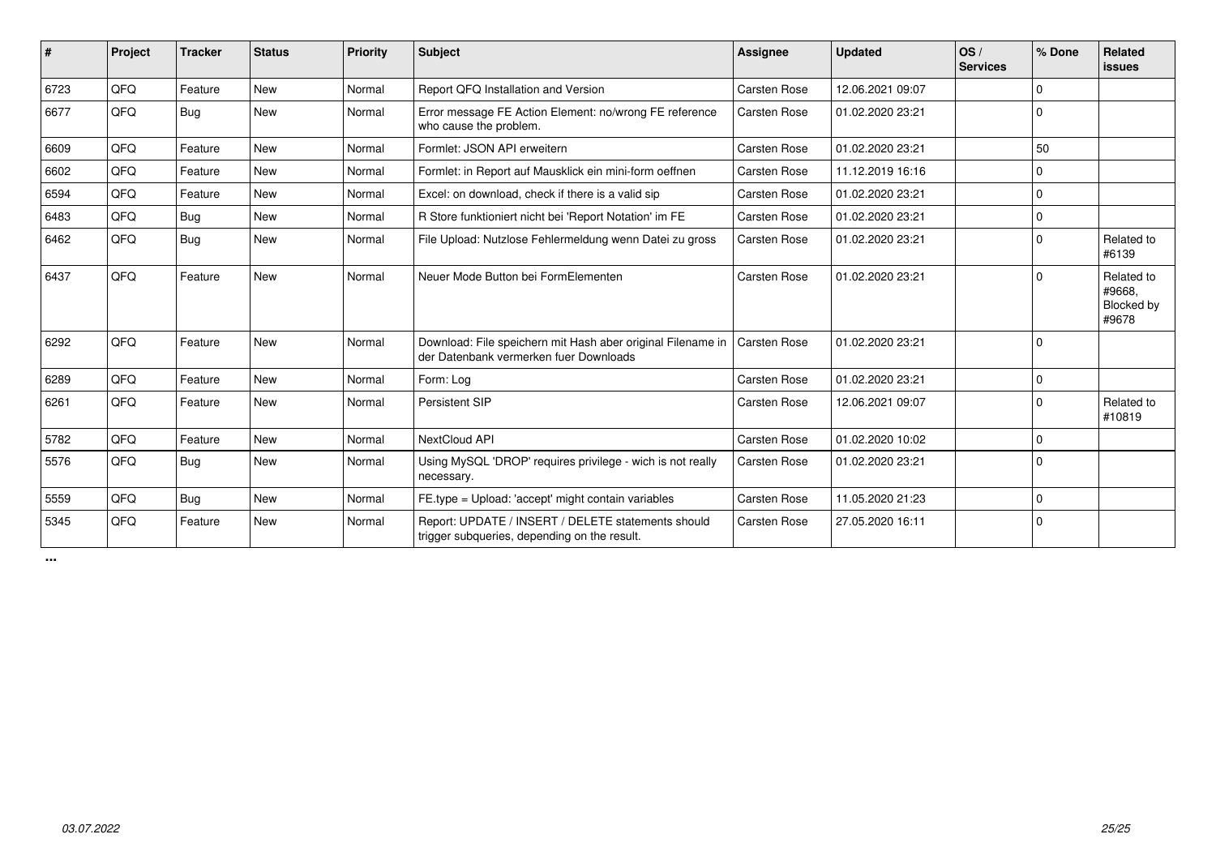| # | Project | Tracker | Status | Priority | Subject | Assignee | Updated | OS / Services | % Done | Related issues |
|---|---|---|---|---|---|---|---|---|---|---|
| 6723 | QFQ | Feature | New | Normal | Report QFQ Installation and Version | Carsten Rose | 12.06.2021 09:07 | | 0 | |
| 6677 | QFQ | Bug | New | Normal | Error message FE Action Element: no/wrong FE reference who cause the problem. | Carsten Rose | 01.02.2020 23:21 | | 0 | |
| 6609 | QFQ | Feature | New | Normal | Formlet: JSON API erweitern | Carsten Rose | 01.02.2020 23:21 | | 50 | |
| 6602 | QFQ | Feature | New | Normal | Formlet: in Report auf Mausklick ein mini-form oeffnen | Carsten Rose | 11.12.2019 16:16 | | 0 | |
| 6594 | QFQ | Feature | New | Normal | Excel: on download, check if there is a valid sip | Carsten Rose | 01.02.2020 23:21 | | 0 | |
| 6483 | QFQ | Bug | New | Normal | R Store funktioniert nicht bei 'Report Notation' im FE | Carsten Rose | 01.02.2020 23:21 | | 0 | |
| 6462 | QFQ | Bug | New | Normal | File Upload: Nutzlose Fehlermeldung wenn Datei zu gross | Carsten Rose | 01.02.2020 23:21 | | 0 | Related to #6139 |
| 6437 | QFQ | Feature | New | Normal | Neuer Mode Button bei FormElementen | Carsten Rose | 01.02.2020 23:21 | | 0 | Related to #9668, Blocked by #9678 |
| 6292 | QFQ | Feature | New | Normal | Download: File speichern mit Hash aber original Filename in der Datenbank vermerken fuer Downloads | Carsten Rose | 01.02.2020 23:21 | | 0 | |
| 6289 | QFQ | Feature | New | Normal | Form: Log | Carsten Rose | 01.02.2020 23:21 | | 0 | |
| 6261 | QFQ | Feature | New | Normal | Persistent SIP | Carsten Rose | 12.06.2021 09:07 | | 0 | Related to #10819 |
| 5782 | QFQ | Feature | New | Normal | NextCloud API | Carsten Rose | 01.02.2020 10:02 | | 0 | |
| 5576 | QFQ | Bug | New | Normal | Using MySQL 'DROP' requires privilege - wich is not really necessary. | Carsten Rose | 01.02.2020 23:21 | | 0 | |
| 5559 | QFQ | Bug | New | Normal | FE.type = Upload: 'accept' might contain variables | Carsten Rose | 11.05.2020 21:23 | | 0 | |
| 5345 | QFQ | Feature | New | Normal | Report: UPDATE / INSERT / DELETE statements should trigger subqueries, depending on the result. | Carsten Rose | 27.05.2020 16:11 | | 0 | |

...